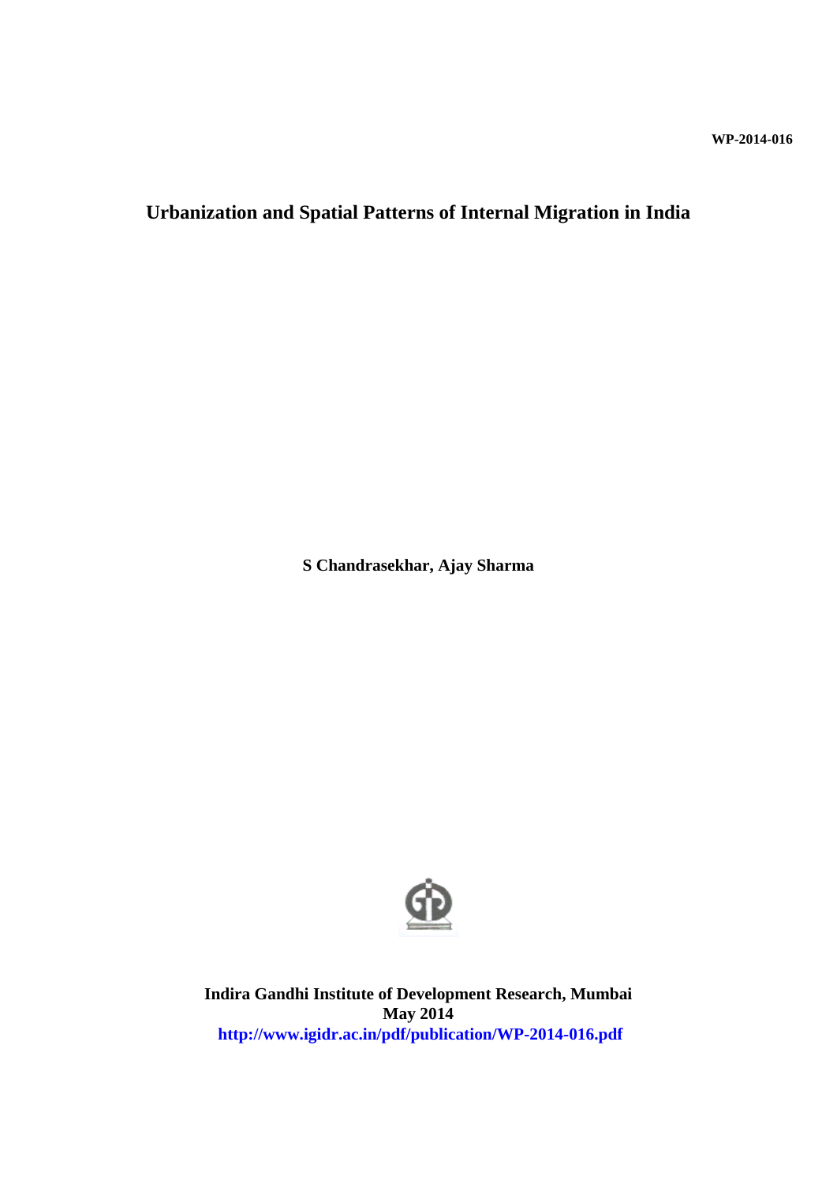WP-2014-016

# Urbanization and Spatial Patterns of Internal Migration in India

**S Chandrasekhar, Ajay Sharma**

**Indira Gandhi Institute of Development Research, Mumbai**
**May 2014**
**http://www.igidr.ac.in/pdf/publication/WP-2014-016.pdf**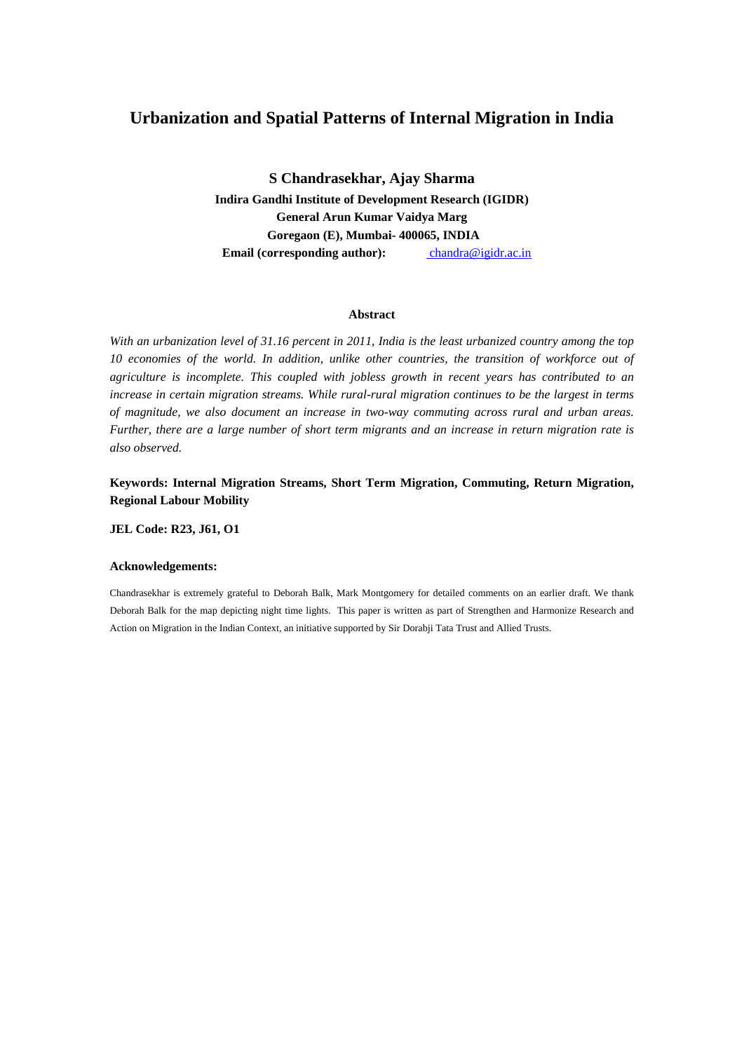# Urbanization and Spatial Patterns of Internal Migration in India

**S Chandrasekhar, Ajay Sharma**

**Indira Gandhi Institute of Development Research (IGIDR)**

**General Arun Kumar Vaidya Marg**

**Goregaon (E), Mumbai- 400065, INDIA**

**Email (corresponding author):** chandra@igidr.ac.in

**Abstract**

*With an urbanization level of 31.16 percent in 2011, India is the least urbanized country among the top 10 economies of the world. In addition, unlike other countries, the transition of workforce out of agriculture is incomplete. This coupled with jobless growth in recent years has contributed to an increase in certain migration streams. While rural-rural migration continues to be the largest in terms of magnitude, we also document an increase in two-way commuting across rural and urban areas. Further, there are a large number of short term migrants and an increase in return migration rate is also observed.*

**Keywords: Internal Migration Streams, Short Term Migration, Commuting, Return Migration, Regional Labour Mobility**

**JEL Code: R23, J61, O1**

**Acknowledgements:**

Chandrasekhar is extremely grateful to Deborah Balk, Mark Montgomery for detailed comments on an earlier draft. We thank Deborah Balk for the map depicting night time lights. This paper is written as part of Strengthen and Harmonize Research and Action on Migration in the Indian Context, an initiative supported by Sir Dorabji Tata Trust and Allied Trusts.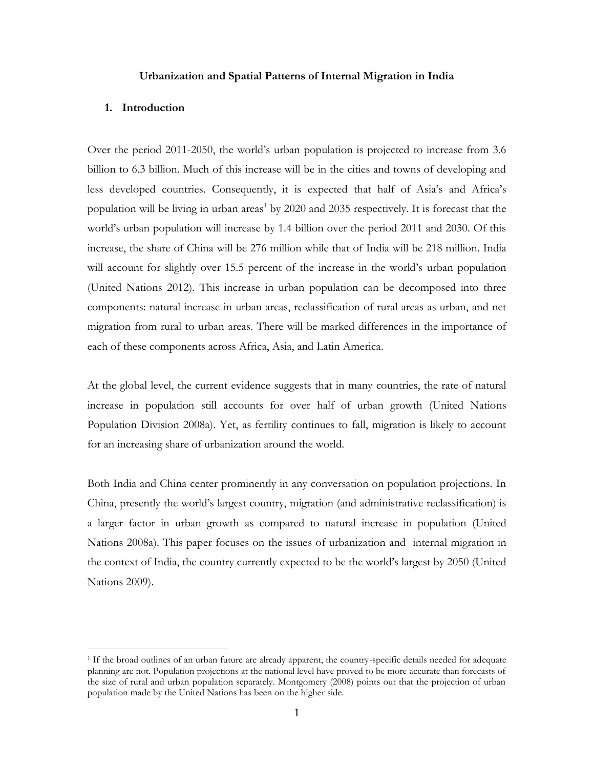**Urbanization and Spatial Patterns of Internal Migration in India**

## 1. Introduction

Over the period 2011-2050, the world's urban population is projected to increase from 3.6 billion to 6.3 billion. Much of this increase will be in the cities and towns of developing and less developed countries. Consequently, it is expected that half of Asia's and Africa's population will be living in urban areas[1] by 2020 and 2035 respectively. It is forecast that the world's urban population will increase by 1.4 billion over the period 2011 and 2030. Of this increase, the share of China will be 276 million while that of India will be 218 million. India will account for slightly over 15.5 percent of the increase in the world's urban population (United Nations 2012). This increase in urban population can be decomposed into three components: natural increase in urban areas, reclassification of rural areas as urban, and net migration from rural to urban areas. There will be marked differences in the importance of each of these components across Africa, Asia, and Latin America.

At the global level, the current evidence suggests that in many countries, the rate of natural increase in population still accounts for over half of urban growth (United Nations Population Division 2008a). Yet, as fertility continues to fall, migration is likely to account for an increasing share of urbanization around the world.

Both India and China center prominently in any conversation on population projections. In China, presently the world's largest country, migration (and administrative reclassification) is a larger factor in urban growth as compared to natural increase in population (United Nations 2008a). This paper focuses on the issues of urbanization and internal migration in the context of India, the country currently expected to be the world's largest by 2050 (United Nations 2009).

[1] If the broad outlines of an urban future are already apparent, the country-specific details needed for adequate planning are not. Population projections at the national level have proved to be more accurate than forecasts of the size of rural and urban population separately. Montgomery (2008) points out that the projection of urban population made by the United Nations has been on the higher side.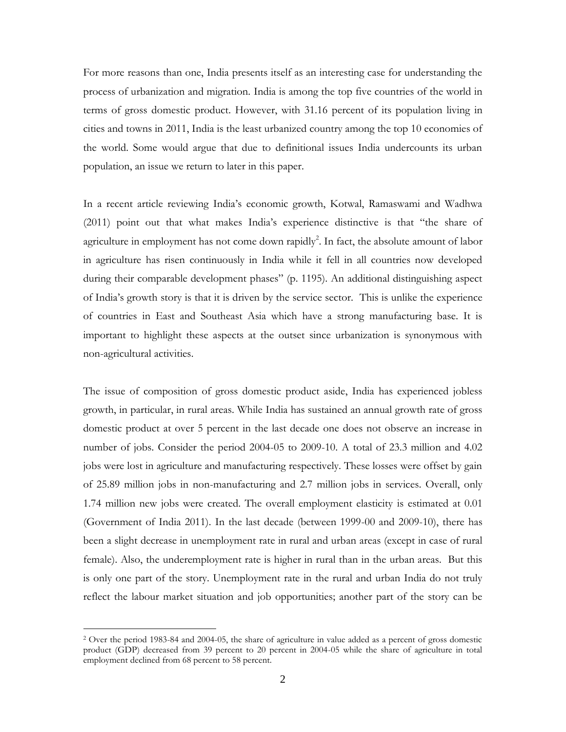For more reasons than one, India presents itself as an interesting case for understanding the process of urbanization and migration. India is among the top five countries of the world in terms of gross domestic product. However, with 31.16 percent of its population living in cities and towns in 2011, India is the least urbanized country among the top 10 economies of the world. Some would argue that due to definitional issues India undercounts its urban population, an issue we return to later in this paper.

In a recent article reviewing India's economic growth, Kotwal, Ramaswami and Wadhwa (2011) point out that what makes India's experience distinctive is that "the share of agriculture in employment has not come down rapidly[2]. In fact, the absolute amount of labor in agriculture has risen continuously in India while it fell in all countries now developed during their comparable development phases" (p. 1195). An additional distinguishing aspect of India's growth story is that it is driven by the service sector. This is unlike the experience of countries in East and Southeast Asia which have a strong manufacturing base. It is important to highlight these aspects at the outset since urbanization is synonymous with non-agricultural activities.

The issue of composition of gross domestic product aside, India has experienced jobless growth, in particular, in rural areas. While India has sustained an annual growth rate of gross domestic product at over 5 percent in the last decade one does not observe an increase in number of jobs. Consider the period 2004-05 to 2009-10. A total of 23.3 million and 4.02 jobs were lost in agriculture and manufacturing respectively. These losses were offset by gain of 25.89 million jobs in non-manufacturing and 2.7 million jobs in services. Overall, only 1.74 million new jobs were created. The overall employment elasticity is estimated at 0.01 (Government of India 2011). In the last decade (between 1999-00 and 2009-10), there has been a slight decrease in unemployment rate in rural and urban areas (except in case of rural female). Also, the underemployment rate is higher in rural than in the urban areas. But this is only one part of the story. Unemployment rate in the rural and urban India do not truly reflect the labour market situation and job opportunities; another part of the story can be

[2] Over the period 1983-84 and 2004-05, the share of agriculture in value added as a percent of gross domestic product (GDP) decreased from 39 percent to 20 percent in 2004-05 while the share of agriculture in total employment declined from 68 percent to 58 percent.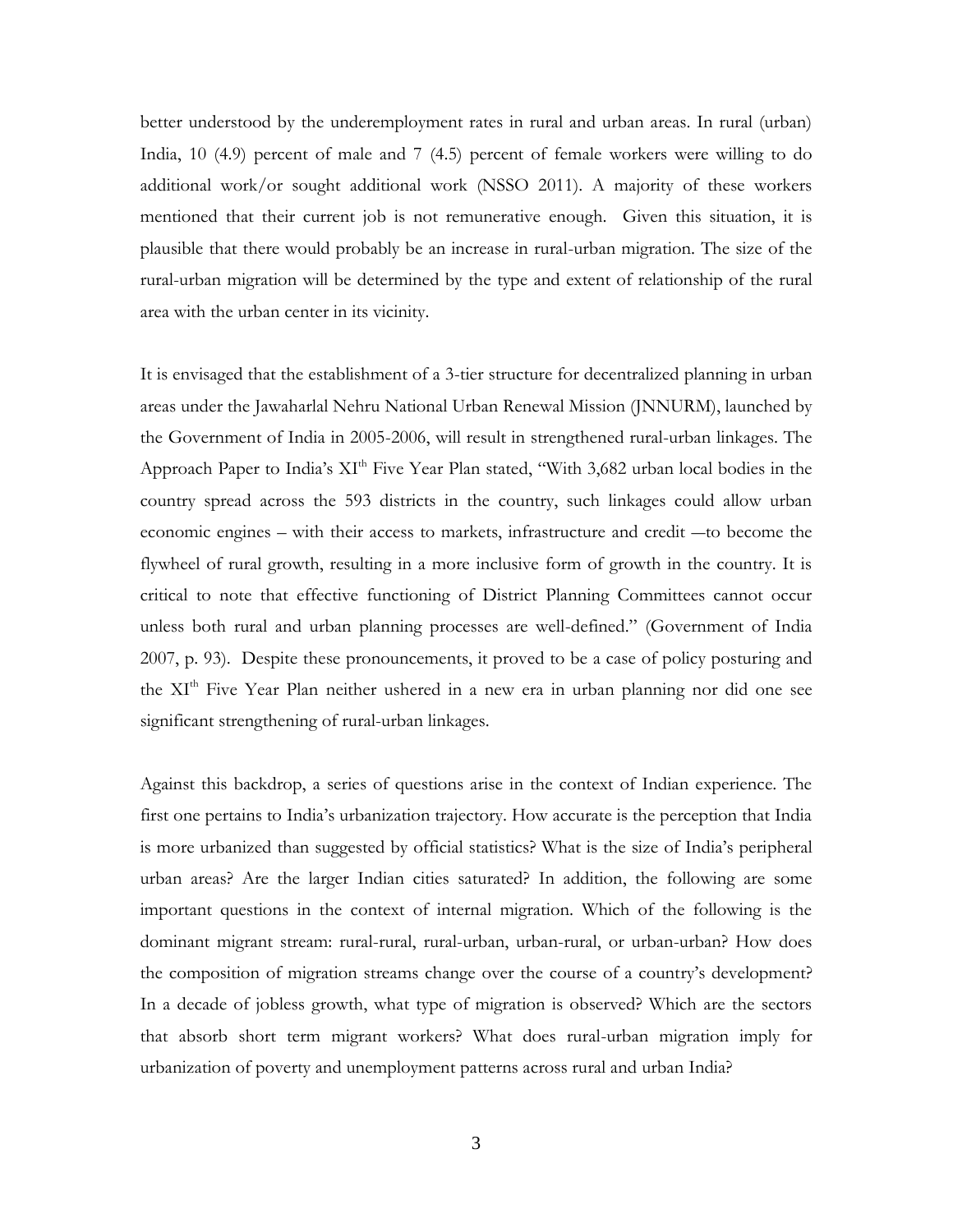better understood by the underemployment rates in rural and urban areas. In rural (urban) India, 10 (4.9) percent of male and 7 (4.5) percent of female workers were willing to do additional work/or sought additional work (NSSO 2011). A majority of these workers mentioned that their current job is not remunerative enough. Given this situation, it is plausible that there would probably be an increase in rural-urban migration. The size of the rural-urban migration will be determined by the type and extent of relationship of the rural area with the urban center in its vicinity.

It is envisaged that the establishment of a 3-tier structure for decentralized planning in urban areas under the Jawaharlal Nehru National Urban Renewal Mission (JNNURM), launched by the Government of India in 2005-2006, will result in strengthened rural-urban linkages. The Approach Paper to India's XI$^{th}$ Five Year Plan stated, "With 3,682 urban local bodies in the country spread across the 593 districts in the country, such linkages could allow urban economic engines – with their access to markets, infrastructure and credit —to become the flywheel of rural growth, resulting in a more inclusive form of growth in the country. It is critical to note that effective functioning of District Planning Committees cannot occur unless both rural and urban planning processes are well-defined." (Government of India 2007, p. 93). Despite these pronouncements, it proved to be a case of policy posturing and the XI$^{th}$ Five Year Plan neither ushered in a new era in urban planning nor did one see significant strengthening of rural-urban linkages.

Against this backdrop, a series of questions arise in the context of Indian experience. The first one pertains to India's urbanization trajectory. How accurate is the perception that India is more urbanized than suggested by official statistics? What is the size of India's peripheral urban areas? Are the larger Indian cities saturated? In addition, the following are some important questions in the context of internal migration. Which of the following is the dominant migrant stream: rural-rural, rural-urban, urban-rural, or urban-urban? How does the composition of migration streams change over the course of a country's development? In a decade of jobless growth, what type of migration is observed? Which are the sectors that absorb short term migrant workers? What does rural-urban migration imply for urbanization of poverty and unemployment patterns across rural and urban India?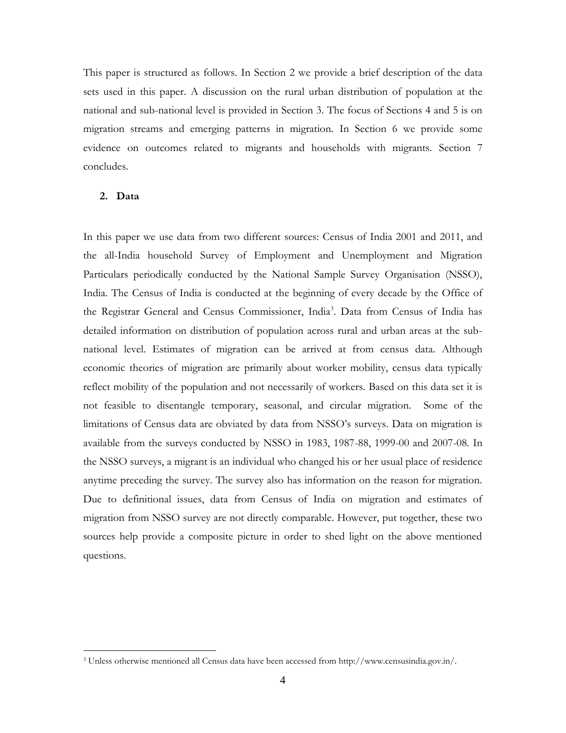This paper is structured as follows. In Section 2 we provide a brief description of the data sets used in this paper. A discussion on the rural urban distribution of population at the national and sub-national level is provided in Section 3. The focus of Sections 4 and 5 is on migration streams and emerging patterns in migration. In Section 6 we provide some evidence on outcomes related to migrants and households with migrants. Section 7 concludes.

## 2. Data

In this paper we use data from two different sources: Census of India 2001 and 2011, and the all-India household Survey of Employment and Unemployment and Migration Particulars periodically conducted by the National Sample Survey Organisation (NSSO), India. The Census of India is conducted at the beginning of every decade by the Office of the Registrar General and Census Commissioner, India[3]. Data from Census of India has detailed information on distribution of population across rural and urban areas at the sub-national level. Estimates of migration can be arrived at from census data. Although economic theories of migration are primarily about worker mobility, census data typically reflect mobility of the population and not necessarily of workers. Based on this data set it is not feasible to disentangle temporary, seasonal, and circular migration. Some of the limitations of Census data are obviated by data from NSSO's surveys. Data on migration is available from the surveys conducted by NSSO in 1983, 1987-88, 1999-00 and 2007-08. In the NSSO surveys, a migrant is an individual who changed his or her usual place of residence anytime preceding the survey. The survey also has information on the reason for migration. Due to definitional issues, data from Census of India on migration and estimates of migration from NSSO survey are not directly comparable. However, put together, these two sources help provide a composite picture in order to shed light on the above mentioned questions.

[3] Unless otherwise mentioned all Census data have been accessed from http://www.censusindia.gov.in/.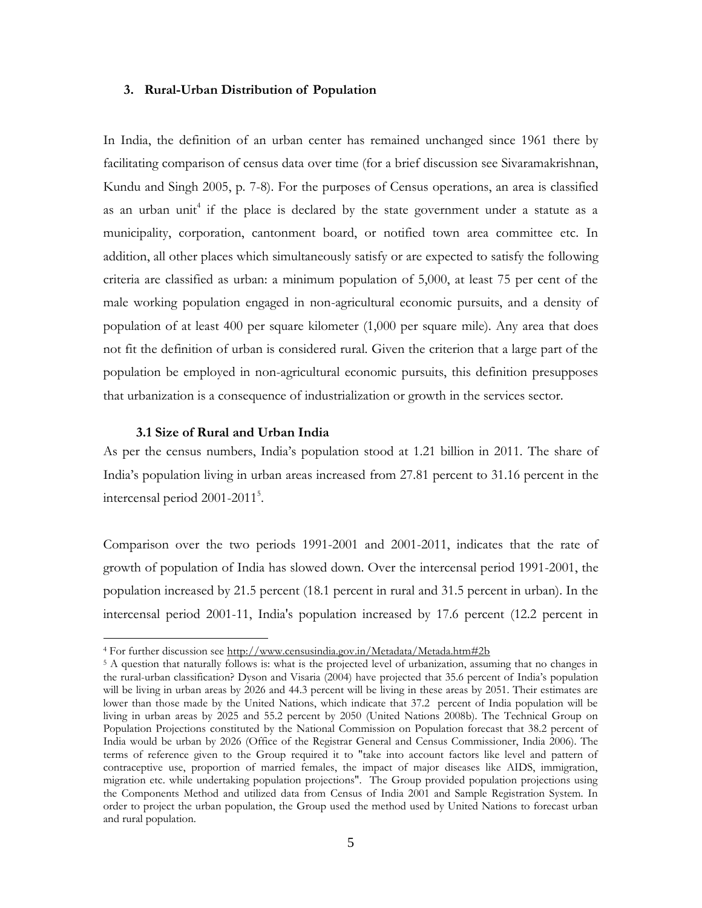## 3. Rural-Urban Distribution of Population

In India, the definition of an urban center has remained unchanged since 1961 there by facilitating comparison of census data over time (for a brief discussion see Sivaramakrishnan, Kundu and Singh 2005, p. 7-8). For the purposes of Census operations, an area is classified as an urban unit[4] if the place is declared by the state government under a statute as a municipality, corporation, cantonment board, or notified town area committee etc. In addition, all other places which simultaneously satisfy or are expected to satisfy the following criteria are classified as urban: a minimum population of 5,000, at least 75 per cent of the male working population engaged in non-agricultural economic pursuits, and a density of population of at least 400 per square kilometer (1,000 per square mile). Any area that does not fit the definition of urban is considered rural. Given the criterion that a large part of the population be employed in non-agricultural economic pursuits, this definition presupposes that urbanization is a consequence of industrialization or growth in the services sector.

### 3.1 Size of Rural and Urban India

As per the census numbers, India's population stood at 1.21 billion in 2011. The share of India's population living in urban areas increased from 27.81 percent to 31.16 percent in the intercensal period 2001-2011[5].

Comparison over the two periods 1991-2001 and 2001-2011, indicates that the rate of growth of population of India has slowed down. Over the intercensal period 1991-2001, the population increased by 21.5 percent (18.1 percent in rural and 31.5 percent in urban). In the intercensal period 2001-11, India's population increased by 17.6 percent (12.2 percent in

---

[4] For further discussion see http://www.censusindia.gov.in/Metadata/Metada.htm#2b

[5] A question that naturally follows is: what is the projected level of urbanization, assuming that no changes in the rural-urban classification? Dyson and Visaria (2004) have projected that 35.6 percent of India's population will be living in urban areas by 2026 and 44.3 percent will be living in these areas by 2051. Their estimates are lower than those made by the United Nations, which indicate that 37.2 percent of India population will be living in urban areas by 2025 and 55.2 percent by 2050 (United Nations 2008b). The Technical Group on Population Projections constituted by the National Commission on Population forecast that 38.2 percent of India would be urban by 2026 (Office of the Registrar General and Census Commissioner, India 2006). The terms of reference given to the Group required it to "take into account factors like level and pattern of contraceptive use, proportion of married females, the impact of major diseases like AIDS, immigration, migration etc. while undertaking population projections". The Group provided population projections using the Components Method and utilized data from Census of India 2001 and Sample Registration System. In order to project the urban population, the Group used the method used by United Nations to forecast urban and rural population.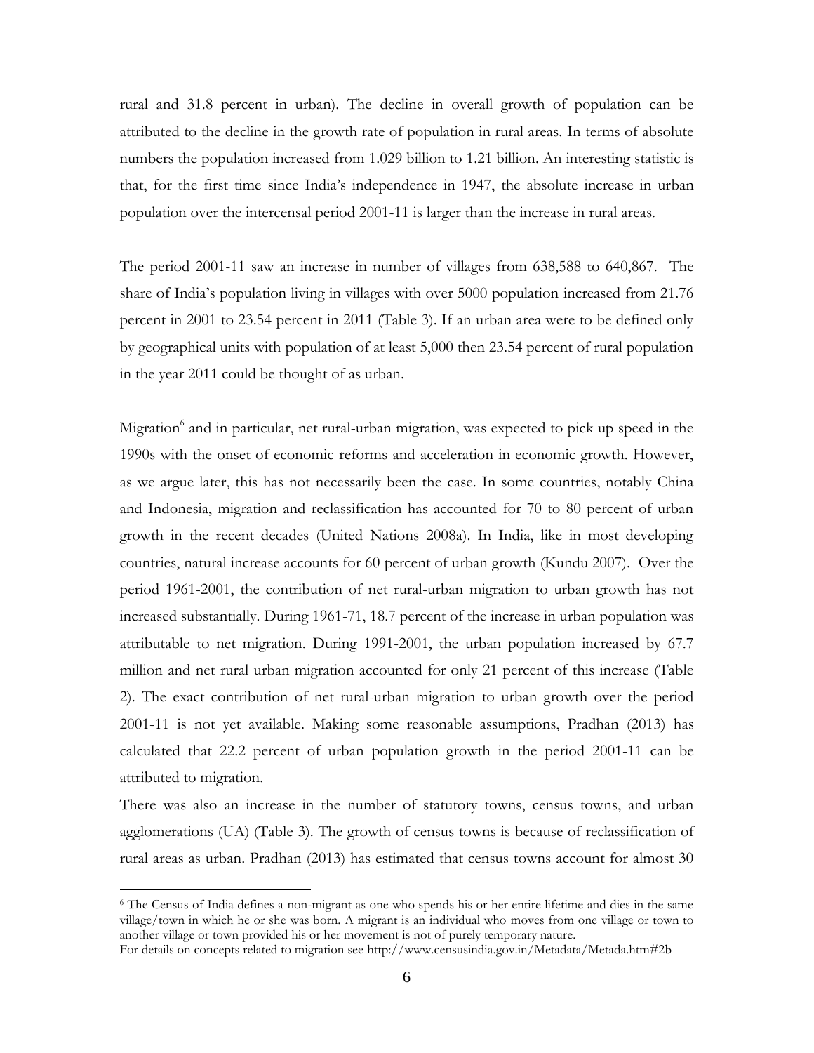rural and 31.8 percent in urban). The decline in overall growth of population can be attributed to the decline in the growth rate of population in rural areas. In terms of absolute numbers the population increased from 1.029 billion to 1.21 billion. An interesting statistic is that, for the first time since India's independence in 1947, the absolute increase in urban population over the intercensal period 2001-11 is larger than the increase in rural areas.

The period 2001-11 saw an increase in number of villages from 638,588 to 640,867. The share of India's population living in villages with over 5000 population increased from 21.76 percent in 2001 to 23.54 percent in 2011 (Table 3). If an urban area were to be defined only by geographical units with population of at least 5,000 then 23.54 percent of rural population in the year 2011 could be thought of as urban.

Migration[6] and in particular, net rural-urban migration, was expected to pick up speed in the 1990s with the onset of economic reforms and acceleration in economic growth. However, as we argue later, this has not necessarily been the case. In some countries, notably China and Indonesia, migration and reclassification has accounted for 70 to 80 percent of urban growth in the recent decades (United Nations 2008a). In India, like in most developing countries, natural increase accounts for 60 percent of urban growth (Kundu 2007). Over the period 1961-2001, the contribution of net rural-urban migration to urban growth has not increased substantially. During 1961-71, 18.7 percent of the increase in urban population was attributable to net migration. During 1991-2001, the urban population increased by 67.7 million and net rural urban migration accounted for only 21 percent of this increase (Table 2). The exact contribution of net rural-urban migration to urban growth over the period 2001-11 is not yet available. Making some reasonable assumptions, Pradhan (2013) has calculated that 22.2 percent of urban population growth in the period 2001-11 can be attributed to migration.

There was also an increase in the number of statutory towns, census towns, and urban agglomerations (UA) (Table 3). The growth of census towns is because of reclassification of rural areas as urban. Pradhan (2013) has estimated that census towns account for almost 30

[6] The Census of India defines a non-migrant as one who spends his or her entire lifetime and dies in the same village/town in which he or she was born. A migrant is an individual who moves from one village or town to another village or town provided his or her movement is not of purely temporary nature.
For details on concepts related to migration see http://www.censusindia.gov.in/Metadata/Metada.htm#2b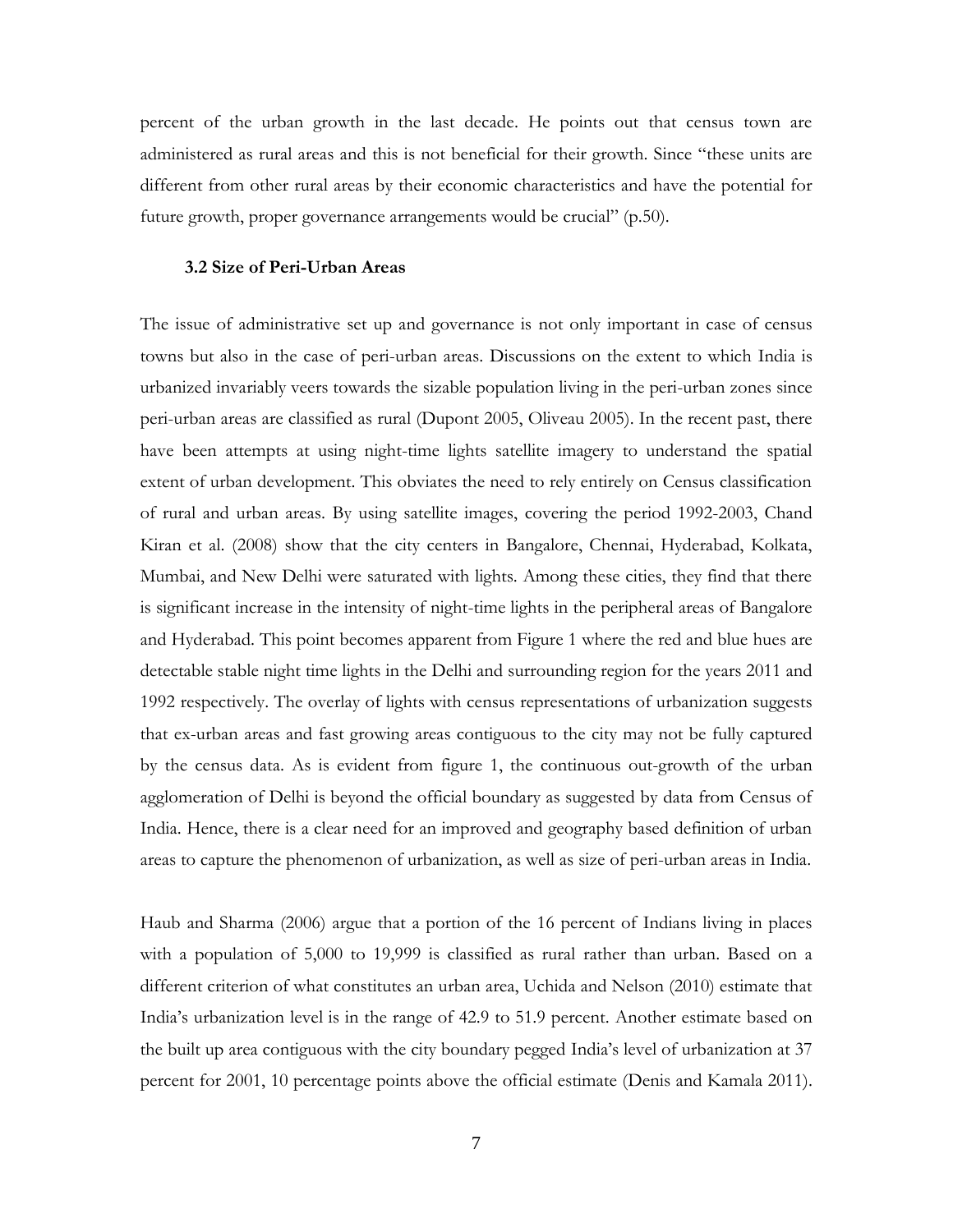percent of the urban growth in the last decade. He points out that census town are administered as rural areas and this is not beneficial for their growth. Since "these units are different from other rural areas by their economic characteristics and have the potential for future growth, proper governance arrangements would be crucial" (p.50).

### 3.2 Size of Peri-Urban Areas

The issue of administrative set up and governance is not only important in case of census towns but also in the case of peri-urban areas. Discussions on the extent to which India is urbanized invariably veers towards the sizable population living in the peri-urban zones since peri-urban areas are classified as rural (Dupont 2005, Oliveau 2005). In the recent past, there have been attempts at using night-time lights satellite imagery to understand the spatial extent of urban development. This obviates the need to rely entirely on Census classification of rural and urban areas. By using satellite images, covering the period 1992-2003, Chand Kiran et al. (2008) show that the city centers in Bangalore, Chennai, Hyderabad, Kolkata, Mumbai, and New Delhi were saturated with lights. Among these cities, they find that there is significant increase in the intensity of night-time lights in the peripheral areas of Bangalore and Hyderabad. This point becomes apparent from Figure 1 where the red and blue hues are detectable stable night time lights in the Delhi and surrounding region for the years 2011 and 1992 respectively. The overlay of lights with census representations of urbanization suggests that ex-urban areas and fast growing areas contiguous to the city may not be fully captured by the census data. As is evident from figure 1, the continuous out-growth of the urban agglomeration of Delhi is beyond the official boundary as suggested by data from Census of India. Hence, there is a clear need for an improved and geography based definition of urban areas to capture the phenomenon of urbanization, as well as size of peri-urban areas in India.

Haub and Sharma (2006) argue that a portion of the 16 percent of Indians living in places with a population of 5,000 to 19,999 is classified as rural rather than urban. Based on a different criterion of what constitutes an urban area, Uchida and Nelson (2010) estimate that India's urbanization level is in the range of 42.9 to 51.9 percent. Another estimate based on the built up area contiguous with the city boundary pegged India's level of urbanization at 37 percent for 2001, 10 percentage points above the official estimate (Denis and Kamala 2011).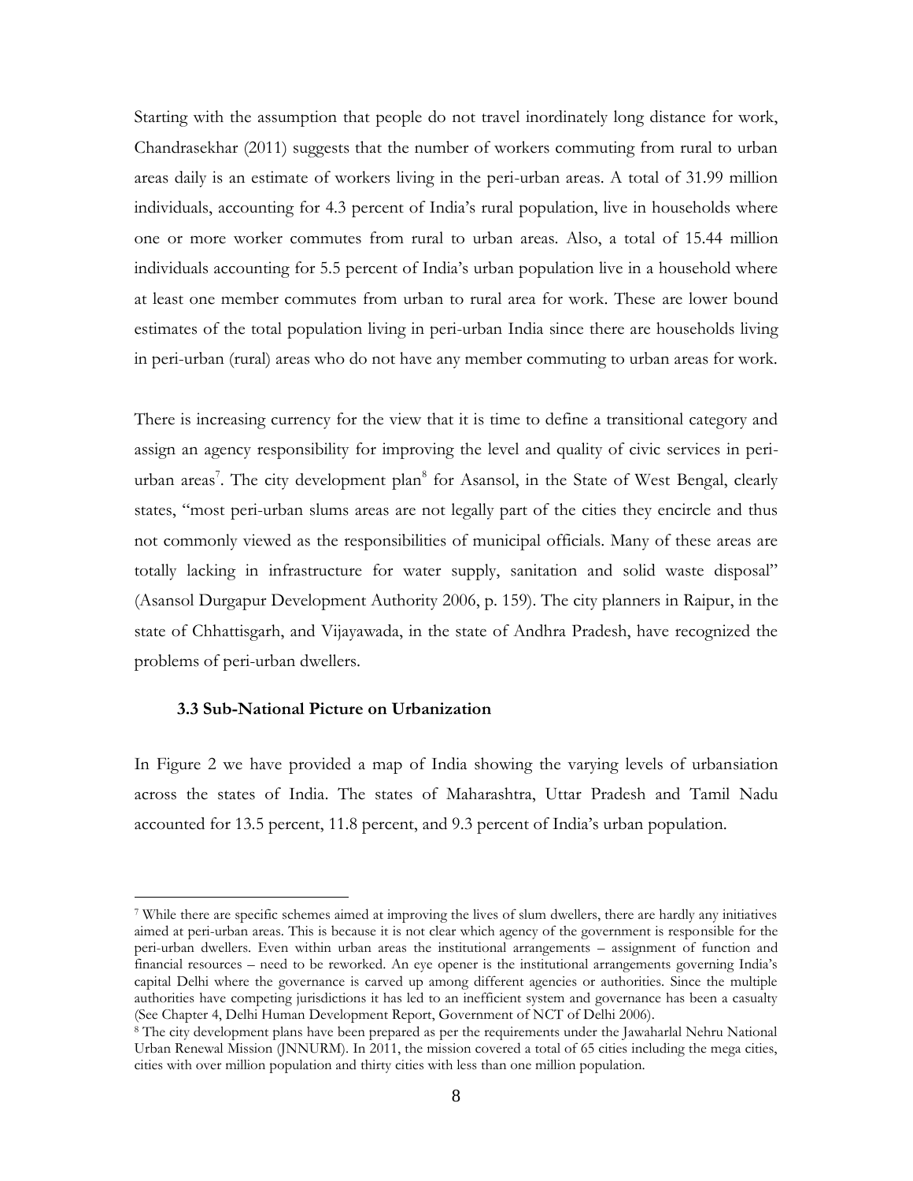Starting with the assumption that people do not travel inordinately long distance for work, Chandrasekhar (2011) suggests that the number of workers commuting from rural to urban areas daily is an estimate of workers living in the peri-urban areas. A total of 31.99 million individuals, accounting for 4.3 percent of India's rural population, live in households where one or more worker commutes from rural to urban areas. Also, a total of 15.44 million individuals accounting for 5.5 percent of India's urban population live in a household where at least one member commutes from urban to rural area for work. These are lower bound estimates of the total population living in peri-urban India since there are households living in peri-urban (rural) areas who do not have any member commuting to urban areas for work.

There is increasing currency for the view that it is time to define a transitional category and assign an agency responsibility for improving the level and quality of civic services in peri-urban areas[7]. The city development plan[8] for Asansol, in the State of West Bengal, clearly states, "most peri-urban slums areas are not legally part of the cities they encircle and thus not commonly viewed as the responsibilities of municipal officials. Many of these areas are totally lacking in infrastructure for water supply, sanitation and solid waste disposal" (Asansol Durgapur Development Authority 2006, p. 159). The city planners in Raipur, in the state of Chhattisgarh, and Vijayawada, in the state of Andhra Pradesh, have recognized the problems of peri-urban dwellers.

### 3.3 Sub-National Picture on Urbanization

In Figure 2 we have provided a map of India showing the varying levels of urbansiation across the states of India. The states of Maharashtra, Uttar Pradesh and Tamil Nadu accounted for 13.5 percent, 11.8 percent, and 9.3 percent of India's urban population.

---

[7] While there are specific schemes aimed at improving the lives of slum dwellers, there are hardly any initiatives aimed at peri-urban areas. This is because it is not clear which agency of the government is responsible for the peri-urban dwellers. Even within urban areas the institutional arrangements – assignment of function and financial resources – need to be reworked. An eye opener is the institutional arrangements governing India's capital Delhi where the governance is carved up among different agencies or authorities. Since the multiple authorities have competing jurisdictions it has led to an inefficient system and governance has been a casualty (See Chapter 4, Delhi Human Development Report, Government of NCT of Delhi 2006).

[8] The city development plans have been prepared as per the requirements under the Jawaharlal Nehru National Urban Renewal Mission (JNNURM). In 2011, the mission covered a total of 65 cities including the mega cities, cities with over million population and thirty cities with less than one million population.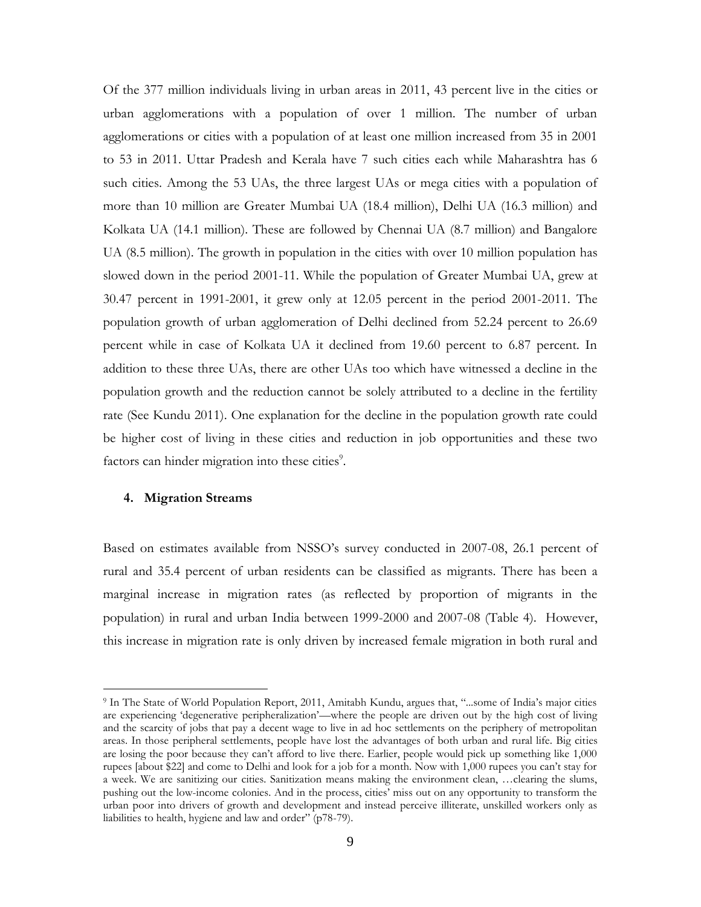Of the 377 million individuals living in urban areas in 2011, 43 percent live in the cities or urban agglomerations with a population of over 1 million. The number of urban agglomerations or cities with a population of at least one million increased from 35 in 2001 to 53 in 2011. Uttar Pradesh and Kerala have 7 such cities each while Maharashtra has 6 such cities. Among the 53 UAs, the three largest UAs or mega cities with a population of more than 10 million are Greater Mumbai UA (18.4 million), Delhi UA (16.3 million) and Kolkata UA (14.1 million). These are followed by Chennai UA (8.7 million) and Bangalore UA (8.5 million). The growth in population in the cities with over 10 million population has slowed down in the period 2001-11. While the population of Greater Mumbai UA, grew at 30.47 percent in 1991-2001, it grew only at 12.05 percent in the period 2001-2011. The population growth of urban agglomeration of Delhi declined from 52.24 percent to 26.69 percent while in case of Kolkata UA it declined from 19.60 percent to 6.87 percent. In addition to these three UAs, there are other UAs too which have witnessed a decline in the population growth and the reduction cannot be solely attributed to a decline in the fertility rate (See Kundu 2011). One explanation for the decline in the population growth rate could be higher cost of living in these cities and reduction in job opportunities and these two factors can hinder migration into these cities[9].

### 4. Migration Streams

Based on estimates available from NSSO's survey conducted in 2007-08, 26.1 percent of rural and 35.4 percent of urban residents can be classified as migrants. There has been a marginal increase in migration rates (as reflected by proportion of migrants in the population) in rural and urban India between 1999-2000 and 2007-08 (Table 4). However, this increase in migration rate is only driven by increased female migration in both rural and

---

[9] In The State of World Population Report, 2011, Amitabh Kundu, argues that, "...some of India's major cities are experiencing 'degenerative peripheralization'—where the people are driven out by the high cost of living and the scarcity of jobs that pay a decent wage to live in ad hoc settlements on the periphery of metropolitan areas. In those peripheral settlements, people have lost the advantages of both urban and rural life. Big cities are losing the poor because they can't afford to live there. Earlier, people would pick up something like 1,000 rupees [about $22] and come to Delhi and look for a job for a month. Now with 1,000 rupees you can't stay for a week. We are sanitizing our cities. Sanitization means making the environment clean, …clearing the slums, pushing out the low-income colonies. And in the process, cities' miss out on any opportunity to transform the urban poor into drivers of growth and development and instead perceive illiterate, unskilled workers only as liabilities to health, hygiene and law and order" (p78-79).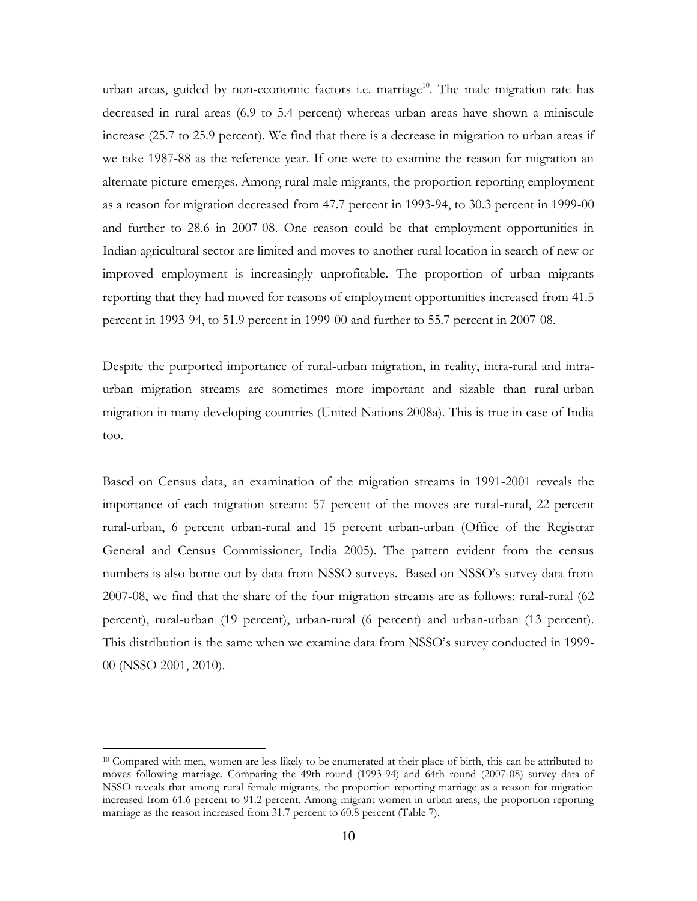urban areas, guided by non-economic factors i.e. marriage[10]. The male migration rate has decreased in rural areas (6.9 to 5.4 percent) whereas urban areas have shown a miniscule increase (25.7 to 25.9 percent). We find that there is a decrease in migration to urban areas if we take 1987-88 as the reference year. If one were to examine the reason for migration an alternate picture emerges. Among rural male migrants, the proportion reporting employment as a reason for migration decreased from 47.7 percent in 1993-94, to 30.3 percent in 1999-00 and further to 28.6 in 2007-08. One reason could be that employment opportunities in Indian agricultural sector are limited and moves to another rural location in search of new or improved employment is increasingly unprofitable. The proportion of urban migrants reporting that they had moved for reasons of employment opportunities increased from 41.5 percent in 1993-94, to 51.9 percent in 1999-00 and further to 55.7 percent in 2007-08.

Despite the purported importance of rural-urban migration, in reality, intra-rural and intra-urban migration streams are sometimes more important and sizable than rural-urban migration in many developing countries (United Nations 2008a). This is true in case of India too.

Based on Census data, an examination of the migration streams in 1991-2001 reveals the importance of each migration stream: 57 percent of the moves are rural-rural, 22 percent rural-urban, 6 percent urban-rural and 15 percent urban-urban (Office of the Registrar General and Census Commissioner, India 2005). The pattern evident from the census numbers is also borne out by data from NSSO surveys. Based on NSSO's survey data from 2007-08, we find that the share of the four migration streams are as follows: rural-rural (62 percent), rural-urban (19 percent), urban-rural (6 percent) and urban-urban (13 percent). This distribution is the same when we examine data from NSSO's survey conducted in 1999-00 (NSSO 2001, 2010).

---

[10] Compared with men, women are less likely to be enumerated at their place of birth, this can be attributed to moves following marriage. Comparing the 49th round (1993-94) and 64th round (2007-08) survey data of NSSO reveals that among rural female migrants, the proportion reporting marriage as a reason for migration increased from 61.6 percent to 91.2 percent. Among migrant women in urban areas, the proportion reporting marriage as the reason increased from 31.7 percent to 60.8 percent (Table 7).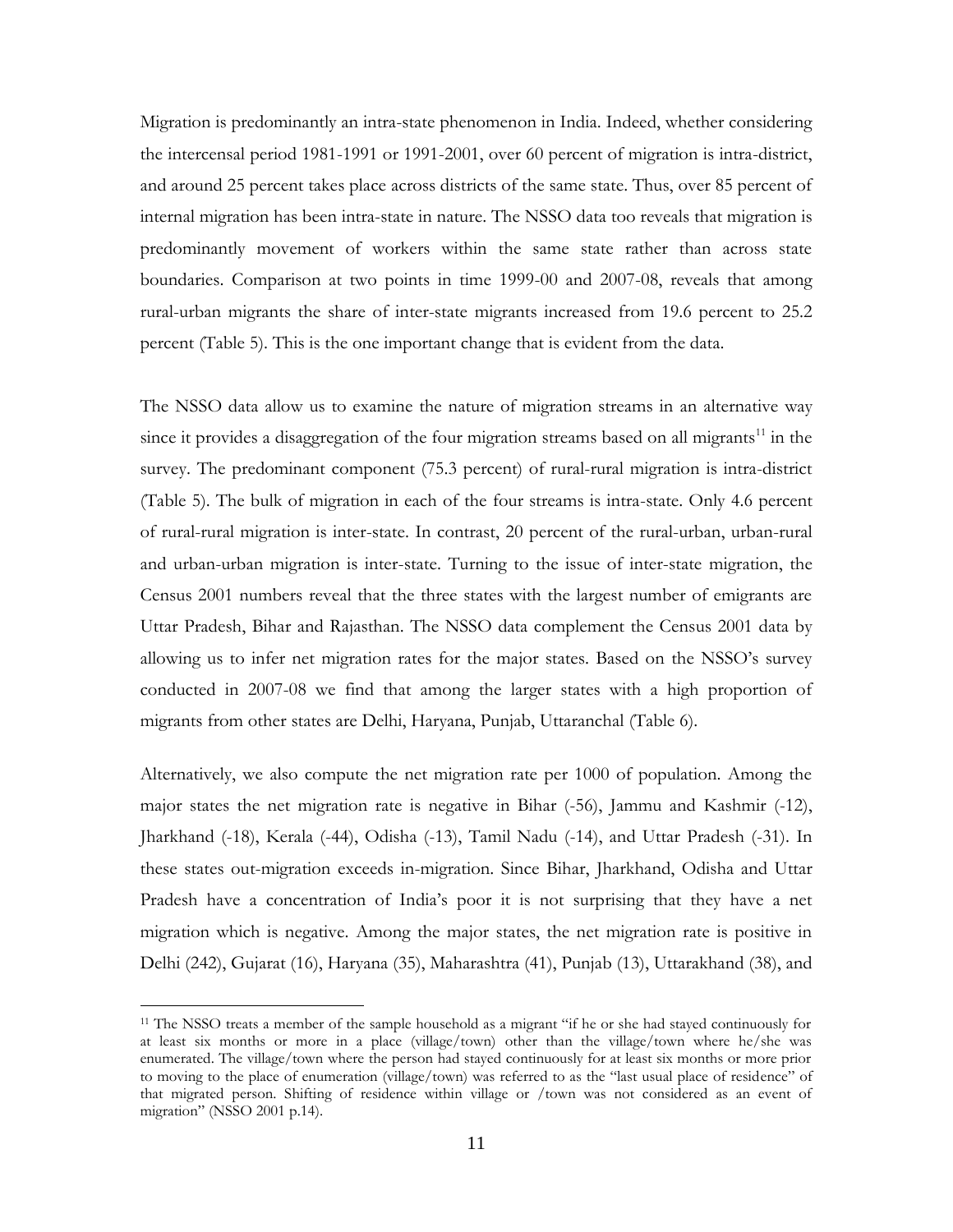Migration is predominantly an intra-state phenomenon in India. Indeed, whether considering the intercensal period 1981-1991 or 1991-2001, over 60 percent of migration is intra-district, and around 25 percent takes place across districts of the same state. Thus, over 85 percent of internal migration has been intra-state in nature. The NSSO data too reveals that migration is predominantly movement of workers within the same state rather than across state boundaries. Comparison at two points in time 1999-00 and 2007-08, reveals that among rural-urban migrants the share of inter-state migrants increased from 19.6 percent to 25.2 percent (Table 5). This is the one important change that is evident from the data.

The NSSO data allow us to examine the nature of migration streams in an alternative way since it provides a disaggregation of the four migration streams based on all migrants[11] in the survey. The predominant component (75.3 percent) of rural-rural migration is intra-district (Table 5). The bulk of migration in each of the four streams is intra-state. Only 4.6 percent of rural-rural migration is inter-state. In contrast, 20 percent of the rural-urban, urban-rural and urban-urban migration is inter-state. Turning to the issue of inter-state migration, the Census 2001 numbers reveal that the three states with the largest number of emigrants are Uttar Pradesh, Bihar and Rajasthan. The NSSO data complement the Census 2001 data by allowing us to infer net migration rates for the major states. Based on the NSSO's survey conducted in 2007-08 we find that among the larger states with a high proportion of migrants from other states are Delhi, Haryana, Punjab, Uttaranchal (Table 6).

Alternatively, we also compute the net migration rate per 1000 of population. Among the major states the net migration rate is negative in Bihar (-56), Jammu and Kashmir (-12), Jharkhand (-18), Kerala (-44), Odisha (-13), Tamil Nadu (-14), and Uttar Pradesh (-31). In these states out-migration exceeds in-migration. Since Bihar, Jharkhand, Odisha and Uttar Pradesh have a concentration of India's poor it is not surprising that they have a net migration which is negative. Among the major states, the net migration rate is positive in Delhi (242), Gujarat (16), Haryana (35), Maharashtra (41), Punjab (13), Uttarakhand (38), and

[11] The NSSO treats a member of the sample household as a migrant "if he or she had stayed continuously for at least six months or more in a place (village/town) other than the village/town where he/she was enumerated. The village/town where the person had stayed continuously for at least six months or more prior to moving to the place of enumeration (village/town) was referred to as the "last usual place of residence" of that migrated person. Shifting of residence within village or /town was not considered as an event of migration" (NSSO 2001 p.14).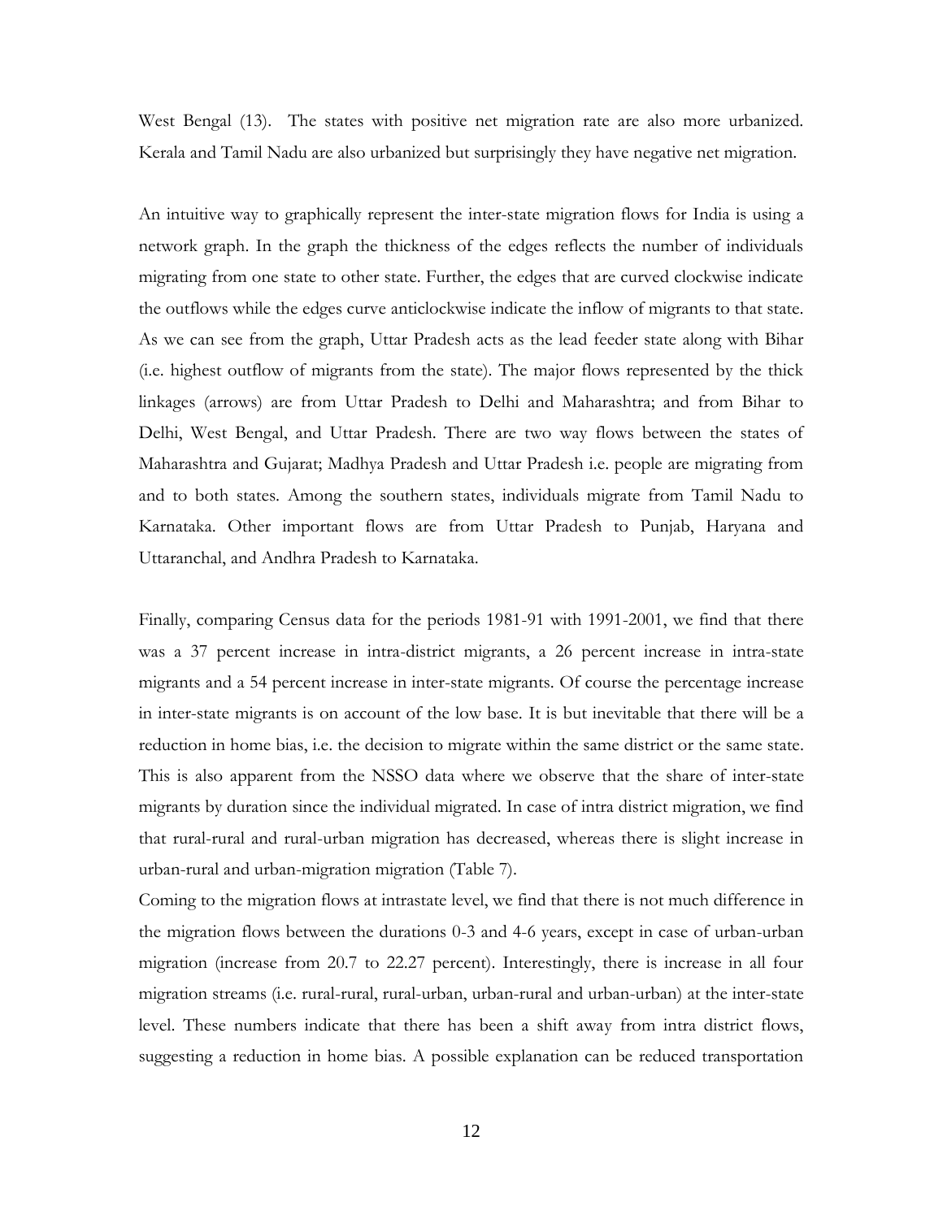West Bengal (13). The states with positive net migration rate are also more urbanized. Kerala and Tamil Nadu are also urbanized but surprisingly they have negative net migration.

An intuitive way to graphically represent the inter-state migration flows for India is using a network graph. In the graph the thickness of the edges reflects the number of individuals migrating from one state to other state. Further, the edges that are curved clockwise indicate the outflows while the edges curve anticlockwise indicate the inflow of migrants to that state. As we can see from the graph, Uttar Pradesh acts as the lead feeder state along with Bihar (i.e. highest outflow of migrants from the state). The major flows represented by the thick linkages (arrows) are from Uttar Pradesh to Delhi and Maharashtra; and from Bihar to Delhi, West Bengal, and Uttar Pradesh. There are two way flows between the states of Maharashtra and Gujarat; Madhya Pradesh and Uttar Pradesh i.e. people are migrating from and to both states. Among the southern states, individuals migrate from Tamil Nadu to Karnataka. Other important flows are from Uttar Pradesh to Punjab, Haryana and Uttaranchal, and Andhra Pradesh to Karnataka.

Finally, comparing Census data for the periods 1981-91 with 1991-2001, we find that there was a 37 percent increase in intra-district migrants, a 26 percent increase in intra-state migrants and a 54 percent increase in inter-state migrants. Of course the percentage increase in inter-state migrants is on account of the low base. It is but inevitable that there will be a reduction in home bias, i.e. the decision to migrate within the same district or the same state. This is also apparent from the NSSO data where we observe that the share of inter-state migrants by duration since the individual migrated. In case of intra district migration, we find that rural-rural and rural-urban migration has decreased, whereas there is slight increase in urban-rural and urban-migration migration (Table 7).

Coming to the migration flows at intrastate level, we find that there is not much difference in the migration flows between the durations 0-3 and 4-6 years, except in case of urban-urban migration (increase from 20.7 to 22.27 percent). Interestingly, there is increase in all four migration streams (i.e. rural-rural, rural-urban, urban-rural and urban-urban) at the inter-state level. These numbers indicate that there has been a shift away from intra district flows, suggesting a reduction in home bias. A possible explanation can be reduced transportation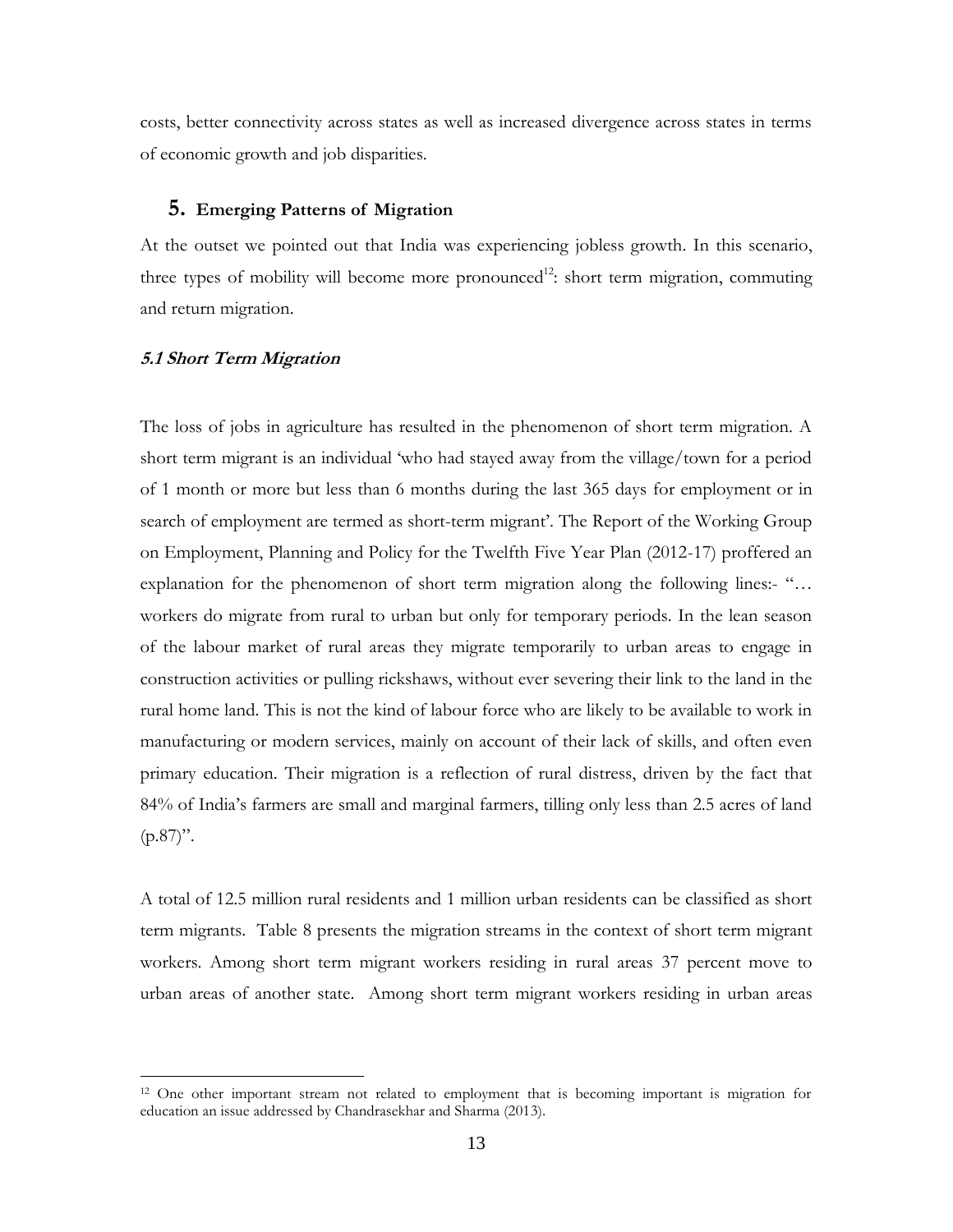costs, better connectivity across states as well as increased divergence across states in terms of economic growth and job disparities.

## 5. Emerging Patterns of Migration

At the outset we pointed out that India was experiencing jobless growth. In this scenario, three types of mobility will become more pronounced[12]: short term migration, commuting and return migration.

### *5.1 Short Term Migration*

The loss of jobs in agriculture has resulted in the phenomenon of short term migration. A short term migrant is an individual 'who had stayed away from the village/town for a period of 1 month or more but less than 6 months during the last 365 days for employment or in search of employment are termed as short-term migrant'. The Report of the Working Group on Employment, Planning and Policy for the Twelfth Five Year Plan (2012-17) proffered an explanation for the phenomenon of short term migration along the following lines:- "… workers do migrate from rural to urban but only for temporary periods. In the lean season of the labour market of rural areas they migrate temporarily to urban areas to engage in construction activities or pulling rickshaws, without ever severing their link to the land in the rural home land. This is not the kind of labour force who are likely to be available to work in manufacturing or modern services, mainly on account of their lack of skills, and often even primary education. Their migration is a reflection of rural distress, driven by the fact that 84% of India's farmers are small and marginal farmers, tilling only less than 2.5 acres of land (p.87)".

A total of 12.5 million rural residents and 1 million urban residents can be classified as short term migrants. Table 8 presents the migration streams in the context of short term migrant workers. Among short term migrant workers residing in rural areas 37 percent move to urban areas of another state. Among short term migrant workers residing in urban areas

[12] One other important stream not related to employment that is becoming important is migration for education an issue addressed by Chandrasekhar and Sharma (2013).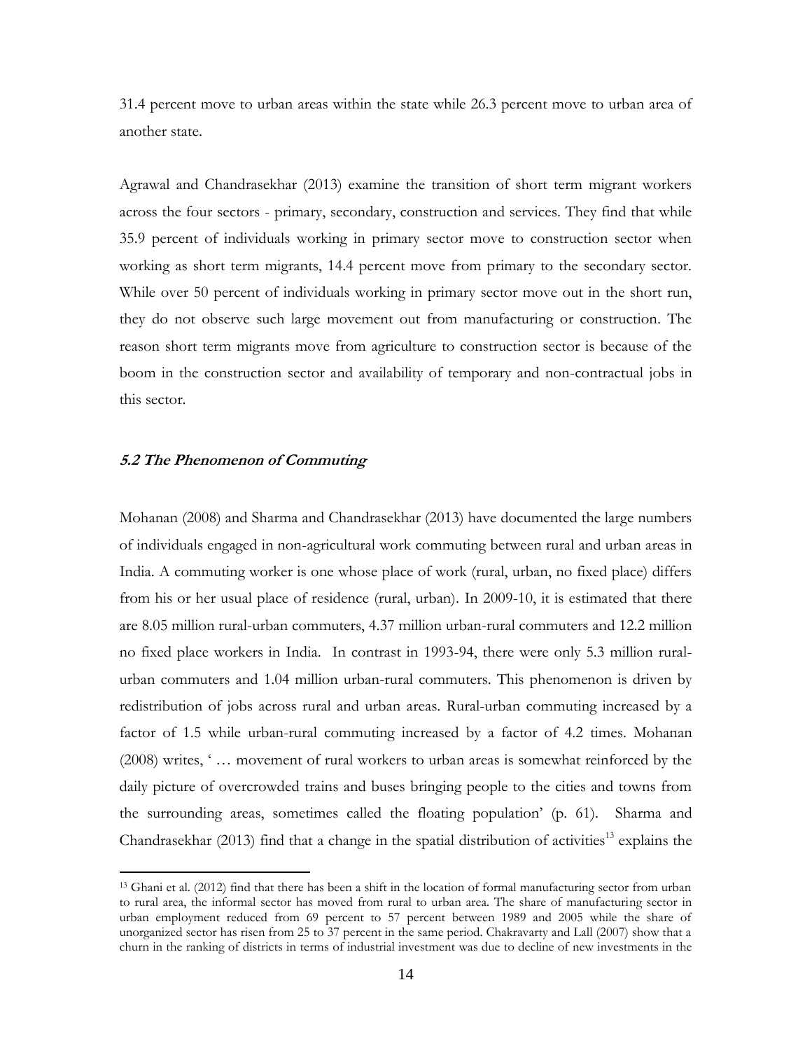31.4 percent move to urban areas within the state while 26.3 percent move to urban area of another state.

Agrawal and Chandrasekhar (2013) examine the transition of short term migrant workers across the four sectors - primary, secondary, construction and services. They find that while 35.9 percent of individuals working in primary sector move to construction sector when working as short term migrants, 14.4 percent move from primary to the secondary sector. While over 50 percent of individuals working in primary sector move out in the short run, they do not observe such large movement out from manufacturing or construction. The reason short term migrants move from agriculture to construction sector is because of the boom in the construction sector and availability of temporary and non-contractual jobs in this sector.

### *5.2 The Phenomenon of Commuting*

Mohanan (2008) and Sharma and Chandrasekhar (2013) have documented the large numbers of individuals engaged in non-agricultural work commuting between rural and urban areas in India. A commuting worker is one whose place of work (rural, urban, no fixed place) differs from his or her usual place of residence (rural, urban). In 2009-10, it is estimated that there are 8.05 million rural-urban commuters, 4.37 million urban-rural commuters and 12.2 million no fixed place workers in India. In contrast in 1993-94, there were only 5.3 million rural-urban commuters and 1.04 million urban-rural commuters. This phenomenon is driven by redistribution of jobs across rural and urban areas. Rural-urban commuting increased by a factor of 1.5 while urban-rural commuting increased by a factor of 4.2 times. Mohanan (2008) writes, ' … movement of rural workers to urban areas is somewhat reinforced by the daily picture of overcrowded trains and buses bringing people to the cities and towns from the surrounding areas, sometimes called the floating population' (p. 61). Sharma and Chandrasekhar (2013) find that a change in the spatial distribution of activities[13] explains the

[13] Ghani et al. (2012) find that there has been a shift in the location of formal manufacturing sector from urban to rural area, the informal sector has moved from rural to urban area. The share of manufacturing sector in urban employment reduced from 69 percent to 57 percent between 1989 and 2005 while the share of unorganized sector has risen from 25 to 37 percent in the same period. Chakravarty and Lall (2007) show that a churn in the ranking of districts in terms of industrial investment was due to decline of new investments in the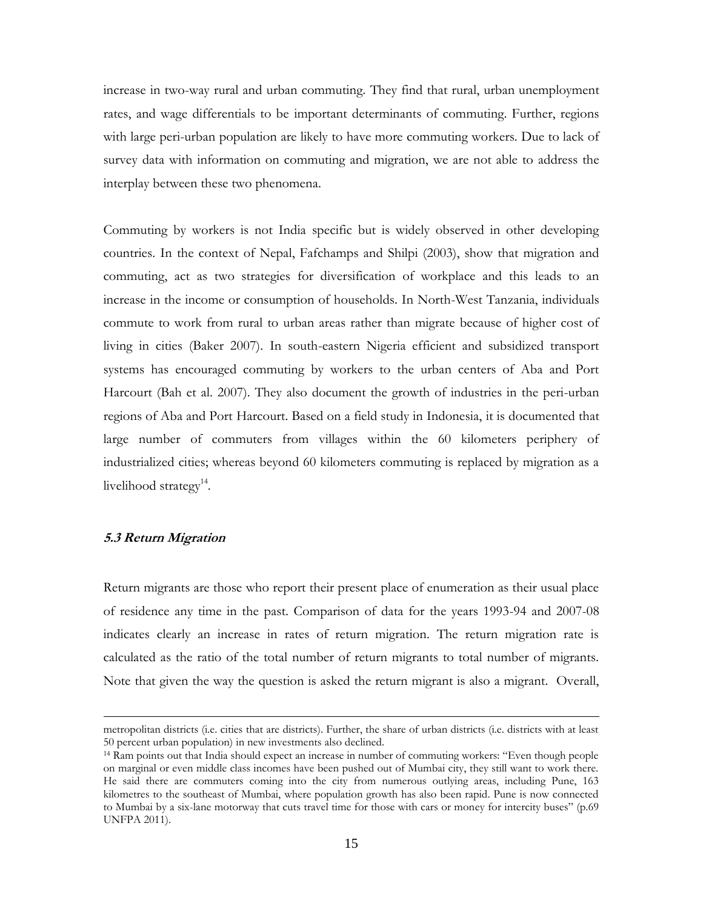increase in two-way rural and urban commuting. They find that rural, urban unemployment rates, and wage differentials to be important determinants of commuting. Further, regions with large peri-urban population are likely to have more commuting workers. Due to lack of survey data with information on commuting and migration, we are not able to address the interplay between these two phenomena.

Commuting by workers is not India specific but is widely observed in other developing countries. In the context of Nepal, Fafchamps and Shilpi (2003), show that migration and commuting, act as two strategies for diversification of workplace and this leads to an increase in the income or consumption of households. In North-West Tanzania, individuals commute to work from rural to urban areas rather than migrate because of higher cost of living in cities (Baker 2007). In south-eastern Nigeria efficient and subsidized transport systems has encouraged commuting by workers to the urban centers of Aba and Port Harcourt (Bah et al. 2007). They also document the growth of industries in the peri-urban regions of Aba and Port Harcourt. Based on a field study in Indonesia, it is documented that large number of commuters from villages within the 60 kilometers periphery of industrialized cities; whereas beyond 60 kilometers commuting is replaced by migration as a livelihood strategy[14].

### *5.3 Return Migration*

Return migrants are those who report their present place of enumeration as their usual place of residence any time in the past. Comparison of data for the years 1993-94 and 2007-08 indicates clearly an increase in rates of return migration. The return migration rate is calculated as the ratio of the total number of return migrants to total number of migrants. Note that given the way the question is asked the return migrant is also a migrant. Overall,

---

metropolitan districts (i.e. cities that are districts). Further, the share of urban districts (i.e. districts with at least 50 percent urban population) in new investments also declined.

[14] Ram points out that India should expect an increase in number of commuting workers: "Even though people on marginal or even middle class incomes have been pushed out of Mumbai city, they still want to work there. He said there are commuters coming into the city from numerous outlying areas, including Pune, 163 kilometres to the southeast of Mumbai, where population growth has also been rapid. Pune is now connected to Mumbai by a six-lane motorway that cuts travel time for those with cars or money for intercity buses" (p.69 UNFPA 2011).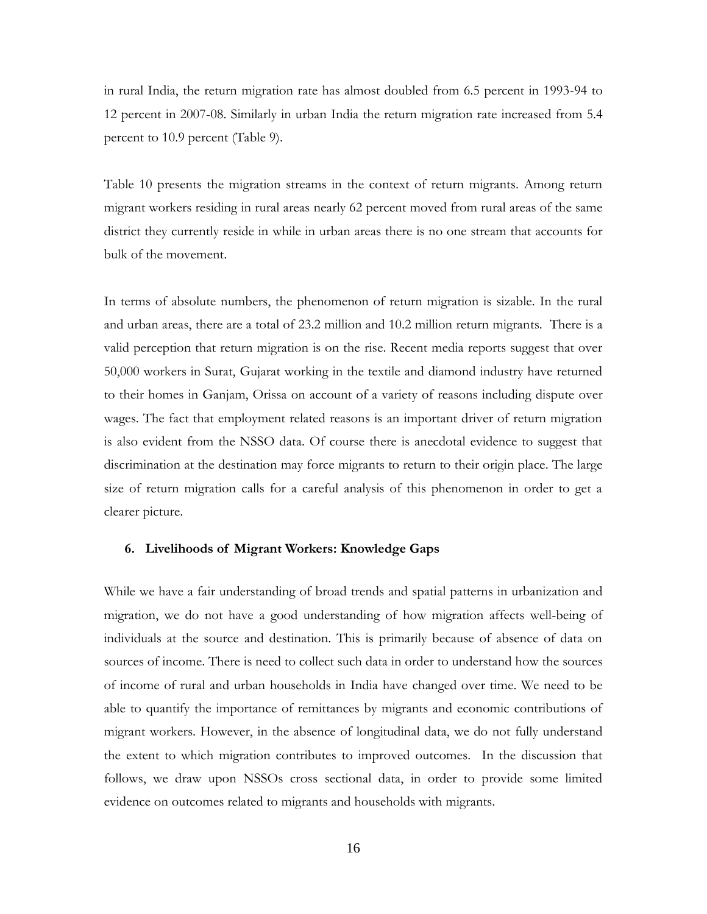in rural India, the return migration rate has almost doubled from 6.5 percent in 1993-94 to 12 percent in 2007-08. Similarly in urban India the return migration rate increased from 5.4 percent to 10.9 percent (Table 9).

Table 10 presents the migration streams in the context of return migrants. Among return migrant workers residing in rural areas nearly 62 percent moved from rural areas of the same district they currently reside in while in urban areas there is no one stream that accounts for bulk of the movement.

In terms of absolute numbers, the phenomenon of return migration is sizable. In the rural and urban areas, there are a total of 23.2 million and 10.2 million return migrants. There is a valid perception that return migration is on the rise. Recent media reports suggest that over 50,000 workers in Surat, Gujarat working in the textile and diamond industry have returned to their homes in Ganjam, Orissa on account of a variety of reasons including dispute over wages. The fact that employment related reasons is an important driver of return migration is also evident from the NSSO data. Of course there is anecdotal evidence to suggest that discrimination at the destination may force migrants to return to their origin place. The large size of return migration calls for a careful analysis of this phenomenon in order to get a clearer picture.

## 6. Livelihoods of Migrant Workers: Knowledge Gaps

While we have a fair understanding of broad trends and spatial patterns in urbanization and migration, we do not have a good understanding of how migration affects well-being of individuals at the source and destination. This is primarily because of absence of data on sources of income. There is need to collect such data in order to understand how the sources of income of rural and urban households in India have changed over time. We need to be able to quantify the importance of remittances by migrants and economic contributions of migrant workers. However, in the absence of longitudinal data, we do not fully understand the extent to which migration contributes to improved outcomes. In the discussion that follows, we draw upon NSSOs cross sectional data, in order to provide some limited evidence on outcomes related to migrants and households with migrants.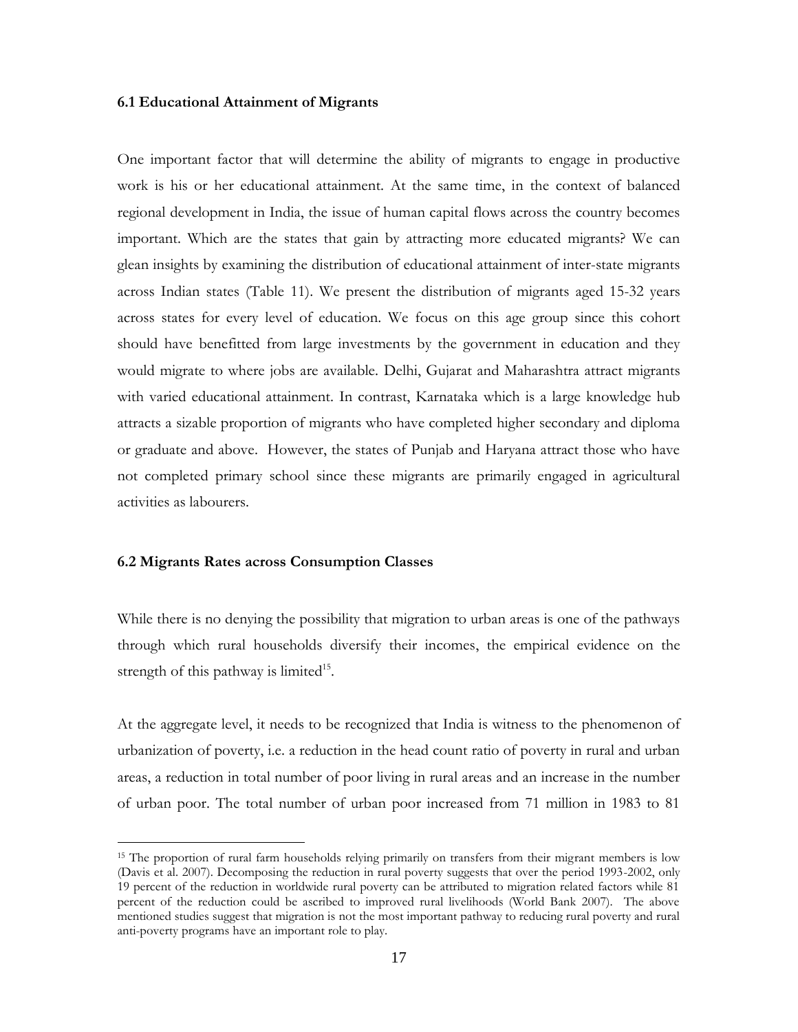### 6.1 Educational Attainment of Migrants

One important factor that will determine the ability of migrants to engage in productive work is his or her educational attainment. At the same time, in the context of balanced regional development in India, the issue of human capital flows across the country becomes important. Which are the states that gain by attracting more educated migrants? We can glean insights by examining the distribution of educational attainment of inter-state migrants across Indian states (Table 11). We present the distribution of migrants aged 15-32 years across states for every level of education. We focus on this age group since this cohort should have benefitted from large investments by the government in education and they would migrate to where jobs are available. Delhi, Gujarat and Maharashtra attract migrants with varied educational attainment. In contrast, Karnataka which is a large knowledge hub attracts a sizable proportion of migrants who have completed higher secondary and diploma or graduate and above. However, the states of Punjab and Haryana attract those who have not completed primary school since these migrants are primarily engaged in agricultural activities as labourers.

### 6.2 Migrants Rates across Consumption Classes

While there is no denying the possibility that migration to urban areas is one of the pathways through which rural households diversify their incomes, the empirical evidence on the strength of this pathway is limited[15].

At the aggregate level, it needs to be recognized that India is witness to the phenomenon of urbanization of poverty, i.e. a reduction in the head count ratio of poverty in rural and urban areas, a reduction in total number of poor living in rural areas and an increase in the number of urban poor. The total number of urban poor increased from 71 million in 1983 to 81

---

[15] The proportion of rural farm households relying primarily on transfers from their migrant members is low (Davis et al. 2007). Decomposing the reduction in rural poverty suggests that over the period 1993-2002, only 19 percent of the reduction in worldwide rural poverty can be attributed to migration related factors while 81 percent of the reduction could be ascribed to improved rural livelihoods (World Bank 2007). The above mentioned studies suggest that migration is not the most important pathway to reducing rural poverty and rural anti-poverty programs have an important role to play.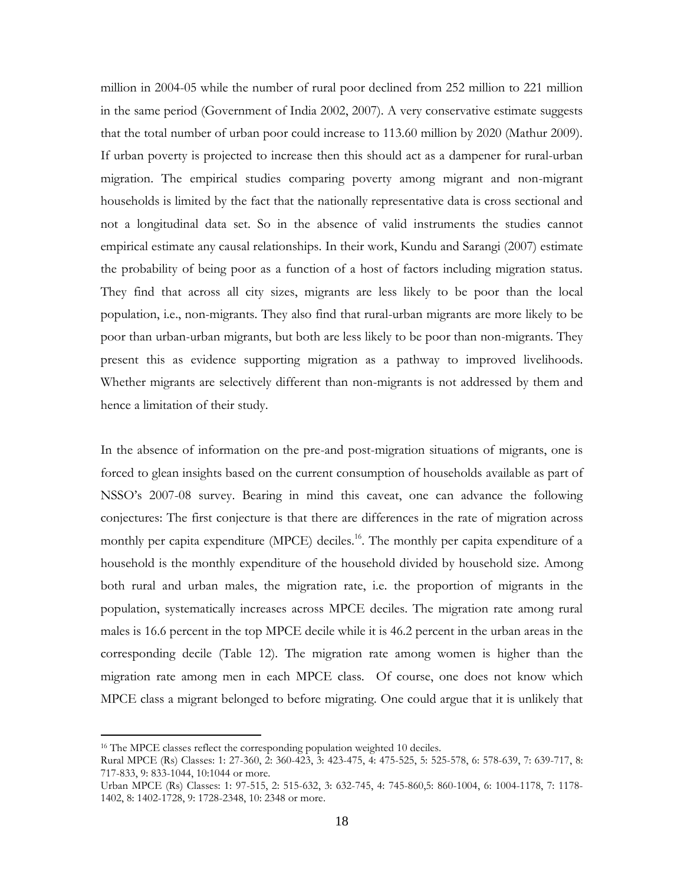million in 2004-05 while the number of rural poor declined from 252 million to 221 million in the same period (Government of India 2002, 2007). A very conservative estimate suggests that the total number of urban poor could increase to 113.60 million by 2020 (Mathur 2009). If urban poverty is projected to increase then this should act as a dampener for rural-urban migration. The empirical studies comparing poverty among migrant and non-migrant households is limited by the fact that the nationally representative data is cross sectional and not a longitudinal data set. So in the absence of valid instruments the studies cannot empirical estimate any causal relationships. In their work, Kundu and Sarangi (2007) estimate the probability of being poor as a function of a host of factors including migration status. They find that across all city sizes, migrants are less likely to be poor than the local population, i.e., non-migrants. They also find that rural-urban migrants are more likely to be poor than urban-urban migrants, but both are less likely to be poor than non-migrants. They present this as evidence supporting migration as a pathway to improved livelihoods. Whether migrants are selectively different than non-migrants is not addressed by them and hence a limitation of their study.

In the absence of information on the pre-and post-migration situations of migrants, one is forced to glean insights based on the current consumption of households available as part of NSSO's 2007-08 survey. Bearing in mind this caveat, one can advance the following conjectures: The first conjecture is that there are differences in the rate of migration across monthly per capita expenditure (MPCE) deciles.[16]. The monthly per capita expenditure of a household is the monthly expenditure of the household divided by household size. Among both rural and urban males, the migration rate, i.e. the proportion of migrants in the population, systematically increases across MPCE deciles. The migration rate among rural males is 16.6 percent in the top MPCE decile while it is 46.2 percent in the urban areas in the corresponding decile (Table 12). The migration rate among women is higher than the migration rate among men in each MPCE class. Of course, one does not know which MPCE class a migrant belonged to before migrating. One could argue that it is unlikely that

---

[16] The MPCE classes reflect the corresponding population weighted 10 deciles.
Rural MPCE (Rs) Classes: 1: 27-360, 2: 360-423, 3: 423-475, 4: 475-525, 5: 525-578, 6: 578-639, 7: 639-717, 8: 717-833, 9: 833-1044, 10:1044 or more.
Urban MPCE (Rs) Classes: 1: 97-515, 2: 515-632, 3: 632-745, 4: 745-860,5: 860-1004, 6: 1004-1178, 7: 1178-1402, 8: 1402-1728, 9: 1728-2348, 10: 2348 or more.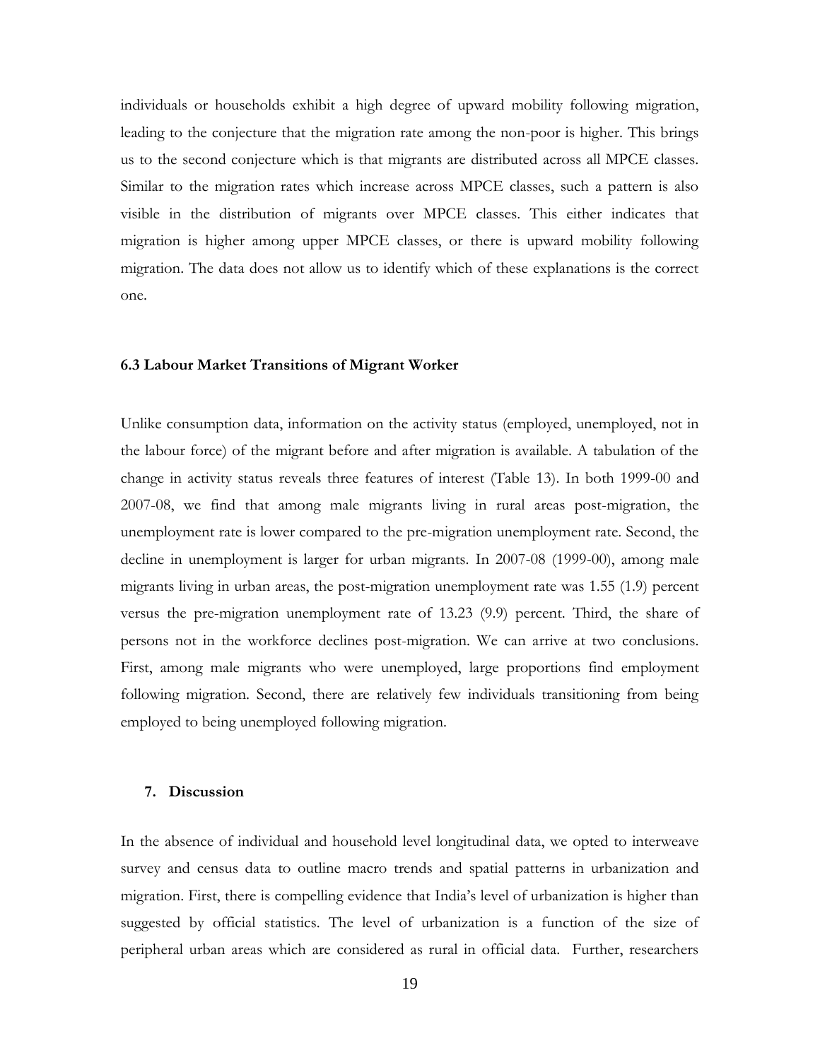individuals or households exhibit a high degree of upward mobility following migration, leading to the conjecture that the migration rate among the non-poor is higher. This brings us to the second conjecture which is that migrants are distributed across all MPCE classes. Similar to the migration rates which increase across MPCE classes, such a pattern is also visible in the distribution of migrants over MPCE classes. This either indicates that migration is higher among upper MPCE classes, or there is upward mobility following migration. The data does not allow us to identify which of these explanations is the correct one.

### 6.3 Labour Market Transitions of Migrant Worker

Unlike consumption data, information on the activity status (employed, unemployed, not in the labour force) of the migrant before and after migration is available. A tabulation of the change in activity status reveals three features of interest (Table 13). In both 1999-00 and 2007-08, we find that among male migrants living in rural areas post-migration, the unemployment rate is lower compared to the pre-migration unemployment rate. Second, the decline in unemployment is larger for urban migrants. In 2007-08 (1999-00), among male migrants living in urban areas, the post-migration unemployment rate was 1.55 (1.9) percent versus the pre-migration unemployment rate of 13.23 (9.9) percent. Third, the share of persons not in the workforce declines post-migration. We can arrive at two conclusions. First, among male migrants who were unemployed, large proportions find employment following migration. Second, there are relatively few individuals transitioning from being employed to being unemployed following migration.

## 7. Discussion

In the absence of individual and household level longitudinal data, we opted to interweave survey and census data to outline macro trends and spatial patterns in urbanization and migration. First, there is compelling evidence that India's level of urbanization is higher than suggested by official statistics. The level of urbanization is a function of the size of peripheral urban areas which are considered as rural in official data. Further, researchers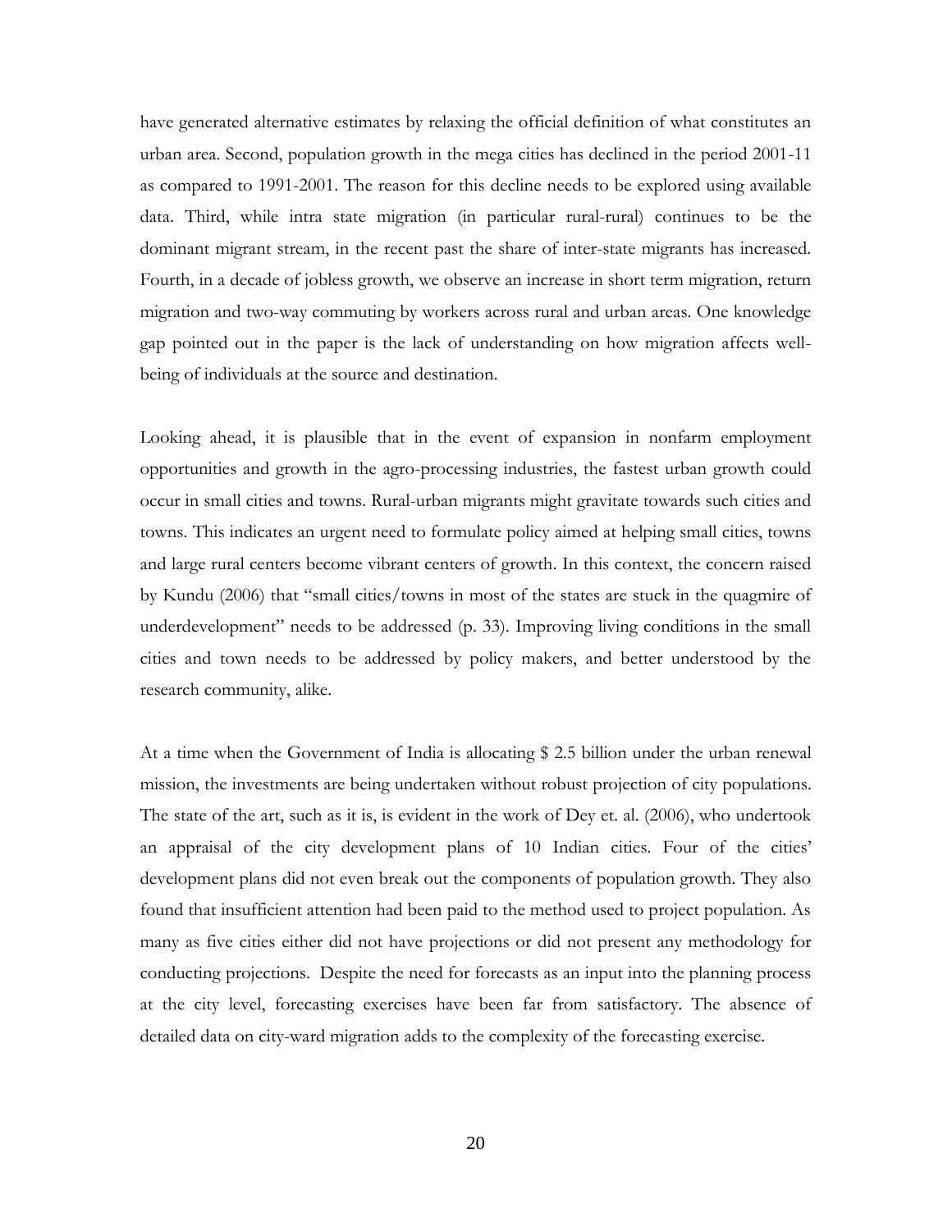have generated alternative estimates by relaxing the official definition of what constitutes an urban area. Second, population growth in the mega cities has declined in the period 2001-11 as compared to 1991-2001. The reason for this decline needs to be explored using available data. Third, while intra state migration (in particular rural-rural) continues to be the dominant migrant stream, in the recent past the share of inter-state migrants has increased. Fourth, in a decade of jobless growth, we observe an increase in short term migration, return migration and two-way commuting by workers across rural and urban areas. One knowledge gap pointed out in the paper is the lack of understanding on how migration affects well-being of individuals at the source and destination.

Looking ahead, it is plausible that in the event of expansion in nonfarm employment opportunities and growth in the agro-processing industries, the fastest urban growth could occur in small cities and towns. Rural-urban migrants might gravitate towards such cities and towns. This indicates an urgent need to formulate policy aimed at helping small cities, towns and large rural centers become vibrant centers of growth. In this context, the concern raised by Kundu (2006) that "small cities/towns in most of the states are stuck in the quagmire of underdevelopment" needs to be addressed (p. 33). Improving living conditions in the small cities and town needs to be addressed by policy makers, and better understood by the research community, alike.

At a time when the Government of India is allocating $ 2.5 billion under the urban renewal mission, the investments are being undertaken without robust projection of city populations. The state of the art, such as it is, is evident in the work of Dey et. al. (2006), who undertook an appraisal of the city development plans of 10 Indian cities. Four of the cities' development plans did not even break out the components of population growth. They also found that insufficient attention had been paid to the method used to project population. As many as five cities either did not have projections or did not present any methodology for conducting projections. Despite the need for forecasts as an input into the planning process at the city level, forecasting exercises have been far from satisfactory. The absence of detailed data on city-ward migration adds to the complexity of the forecasting exercise.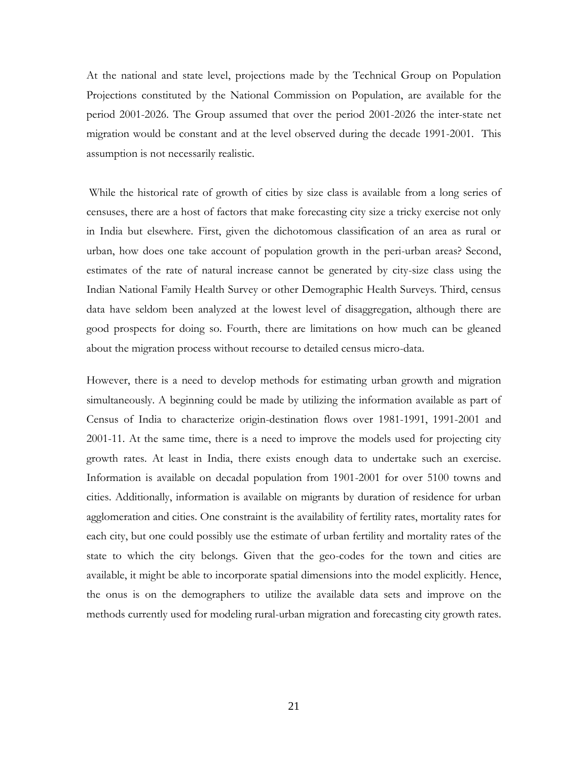At the national and state level, projections made by the Technical Group on Population Projections constituted by the National Commission on Population, are available for the period 2001-2026. The Group assumed that over the period 2001-2026 the inter-state net migration would be constant and at the level observed during the decade 1991-2001. This assumption is not necessarily realistic.

While the historical rate of growth of cities by size class is available from a long series of censuses, there are a host of factors that make forecasting city size a tricky exercise not only in India but elsewhere. First, given the dichotomous classification of an area as rural or urban, how does one take account of population growth in the peri-urban areas? Second, estimates of the rate of natural increase cannot be generated by city-size class using the Indian National Family Health Survey or other Demographic Health Surveys. Third, census data have seldom been analyzed at the lowest level of disaggregation, although there are good prospects for doing so. Fourth, there are limitations on how much can be gleaned about the migration process without recourse to detailed census micro-data.

However, there is a need to develop methods for estimating urban growth and migration simultaneously. A beginning could be made by utilizing the information available as part of Census of India to characterize origin-destination flows over 1981-1991, 1991-2001 and 2001-11. At the same time, there is a need to improve the models used for projecting city growth rates. At least in India, there exists enough data to undertake such an exercise. Information is available on decadal population from 1901-2001 for over 5100 towns and cities. Additionally, information is available on migrants by duration of residence for urban agglomeration and cities. One constraint is the availability of fertility rates, mortality rates for each city, but one could possibly use the estimate of urban fertility and mortality rates of the state to which the city belongs. Given that the geo-codes for the town and cities are available, it might be able to incorporate spatial dimensions into the model explicitly. Hence, the onus is on the demographers to utilize the available data sets and improve on the methods currently used for modeling rural-urban migration and forecasting city growth rates.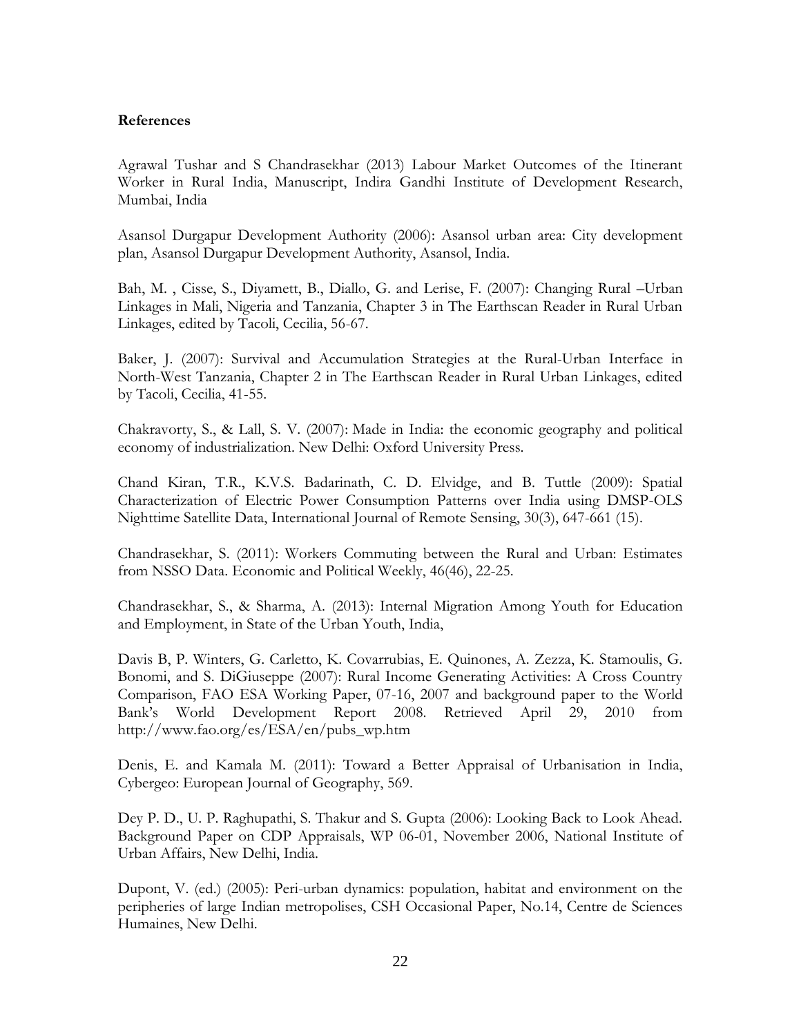**References**

Agrawal Tushar and S Chandrasekhar (2013) Labour Market Outcomes of the Itinerant Worker in Rural India, Manuscript, Indira Gandhi Institute of Development Research, Mumbai, India

Asansol Durgapur Development Authority (2006): Asansol urban area: City development plan, Asansol Durgapur Development Authority, Asansol, India.

Bah, M. , Cisse, S., Diyamett, B., Diallo, G. and Lerise, F. (2007): Changing Rural –Urban Linkages in Mali, Nigeria and Tanzania, Chapter 3 in The Earthscan Reader in Rural Urban Linkages, edited by Tacoli, Cecilia, 56-67.

Baker, J. (2007): Survival and Accumulation Strategies at the Rural-Urban Interface in North-West Tanzania, Chapter 2 in The Earthscan Reader in Rural Urban Linkages, edited by Tacoli, Cecilia, 41-55.

Chakravorty, S., & Lall, S. V. (2007): Made in India: the economic geography and political economy of industrialization. New Delhi: Oxford University Press.

Chand Kiran, T.R., K.V.S. Badarinath, C. D. Elvidge, and B. Tuttle (2009): Spatial Characterization of Electric Power Consumption Patterns over India using DMSP-OLS Nighttime Satellite Data, International Journal of Remote Sensing, 30(3), 647-661 (15).

Chandrasekhar, S. (2011): Workers Commuting between the Rural and Urban: Estimates from NSSO Data. Economic and Political Weekly, 46(46), 22-25.

Chandrasekhar, S., & Sharma, A. (2013): Internal Migration Among Youth for Education and Employment, in State of the Urban Youth, India,

Davis B, P. Winters, G. Carletto, K. Covarrubias, E. Quinones, A. Zezza, K. Stamoulis, G. Bonomi, and S. DiGiuseppe (2007): Rural Income Generating Activities: A Cross Country Comparison, FAO ESA Working Paper, 07-16, 2007 and background paper to the World Bank's World Development Report 2008. Retrieved April 29, 2010 from http://www.fao.org/es/ESA/en/pubs_wp.htm

Denis, E. and Kamala M. (2011): Toward a Better Appraisal of Urbanisation in India, Cybergeo: European Journal of Geography, 569.

Dey P. D., U. P. Raghupathi, S. Thakur and S. Gupta (2006): Looking Back to Look Ahead. Background Paper on CDP Appraisals, WP 06-01, November 2006, National Institute of Urban Affairs, New Delhi, India.

Dupont, V. (ed.) (2005): Peri-urban dynamics: population, habitat and environment on the peripheries of large Indian metropolises, CSH Occasional Paper, No.14, Centre de Sciences Humaines, New Delhi.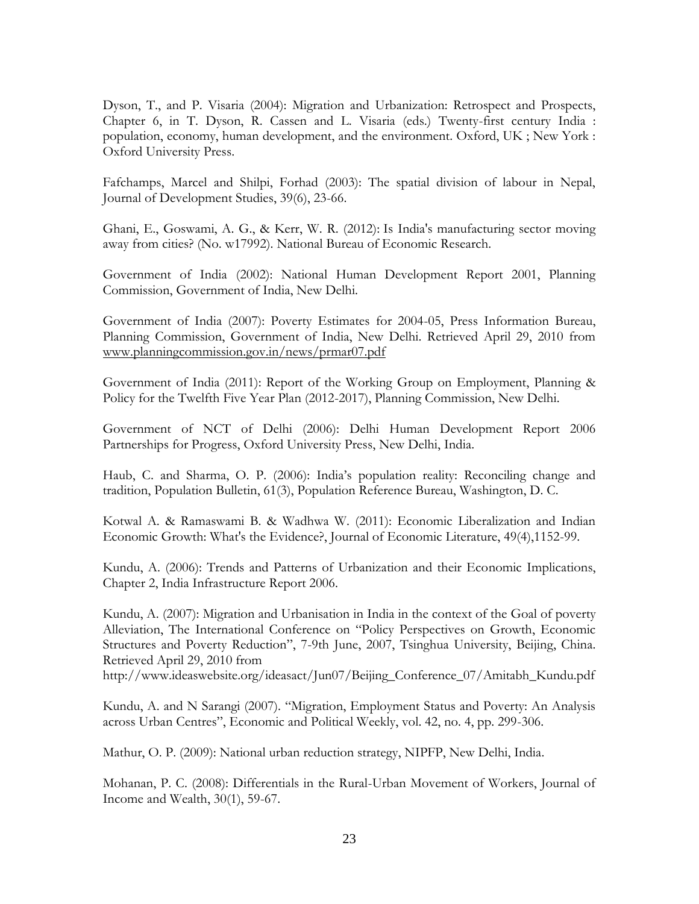Dyson, T., and P. Visaria (2004): Migration and Urbanization: Retrospect and Prospects, Chapter 6, in T. Dyson, R. Cassen and L. Visaria (eds.) Twenty-first century India : population, economy, human development, and the environment. Oxford, UK ; New York : Oxford University Press.

Fafchamps, Marcel and Shilpi, Forhad (2003): The spatial division of labour in Nepal, Journal of Development Studies, 39(6), 23-66.

Ghani, E., Goswami, A. G., & Kerr, W. R. (2012): Is India's manufacturing sector moving away from cities? (No. w17992). National Bureau of Economic Research.

Government of India (2002): National Human Development Report 2001, Planning Commission, Government of India, New Delhi.

Government of India (2007): Poverty Estimates for 2004-05, Press Information Bureau, Planning Commission, Government of India, New Delhi. Retrieved April 29, 2010 from www.planningcommission.gov.in/news/prmar07.pdf

Government of India (2011): Report of the Working Group on Employment, Planning & Policy for the Twelfth Five Year Plan (2012-2017), Planning Commission, New Delhi.

Government of NCT of Delhi (2006): Delhi Human Development Report 2006 Partnerships for Progress, Oxford University Press, New Delhi, India.

Haub, C. and Sharma, O. P. (2006): India's population reality: Reconciling change and tradition, Population Bulletin, 61(3), Population Reference Bureau, Washington, D. C.

Kotwal A. & Ramaswami B. & Wadhwa W. (2011): Economic Liberalization and Indian Economic Growth: What's the Evidence?, Journal of Economic Literature, 49(4),1152-99.

Kundu, A. (2006): Trends and Patterns of Urbanization and their Economic Implications, Chapter 2, India Infrastructure Report 2006.

Kundu, A. (2007): Migration and Urbanisation in India in the context of the Goal of poverty Alleviation, The International Conference on "Policy Perspectives on Growth, Economic Structures and Poverty Reduction", 7-9th June, 2007, Tsinghua University, Beijing, China. Retrieved April 29, 2010 from http://www.ideaswebsite.org/ideasact/Jun07/Beijing_Conference_07/Amitabh_Kundu.pdf

Kundu, A. and N Sarangi (2007). "Migration, Employment Status and Poverty: An Analysis across Urban Centres", Economic and Political Weekly, vol. 42, no. 4, pp. 299-306.

Mathur, O. P. (2009): National urban reduction strategy, NIPFP, New Delhi, India.

Mohanan, P. C. (2008): Differentials in the Rural-Urban Movement of Workers, Journal of Income and Wealth, 30(1), 59-67.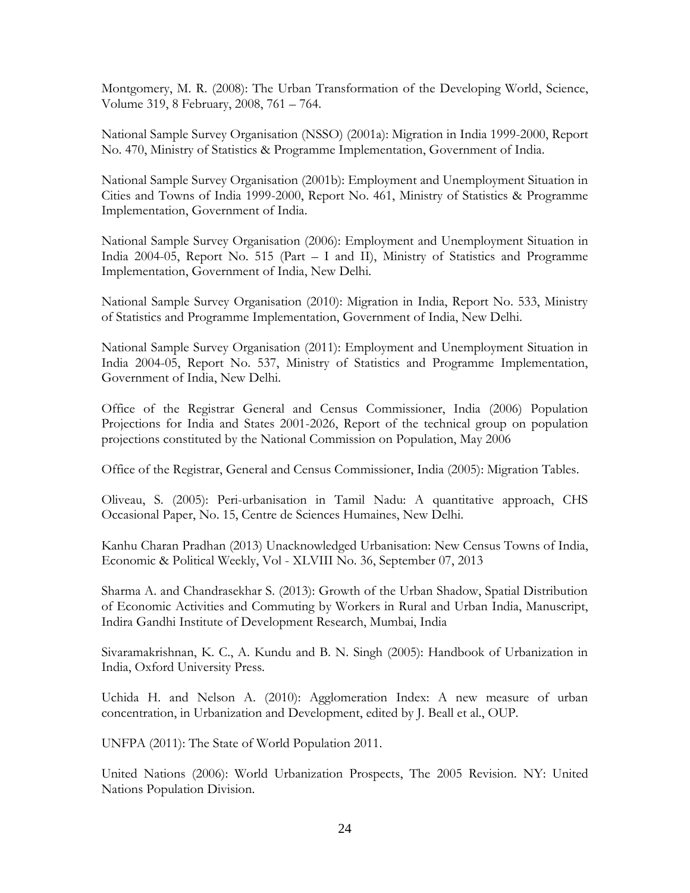Montgomery, M. R. (2008): The Urban Transformation of the Developing World, Science, Volume 319, 8 February, 2008, 761 – 764.

National Sample Survey Organisation (NSSO) (2001a): Migration in India 1999-2000, Report No. 470, Ministry of Statistics & Programme Implementation, Government of India.

National Sample Survey Organisation (2001b): Employment and Unemployment Situation in Cities and Towns of India 1999-2000, Report No. 461, Ministry of Statistics & Programme Implementation, Government of India.

National Sample Survey Organisation (2006): Employment and Unemployment Situation in India 2004-05, Report No. 515 (Part – I and II), Ministry of Statistics and Programme Implementation, Government of India, New Delhi.

National Sample Survey Organisation (2010): Migration in India, Report No. 533, Ministry of Statistics and Programme Implementation, Government of India, New Delhi.

National Sample Survey Organisation (2011): Employment and Unemployment Situation in India 2004-05, Report No. 537, Ministry of Statistics and Programme Implementation, Government of India, New Delhi.

Office of the Registrar General and Census Commissioner, India (2006) Population Projections for India and States 2001-2026, Report of the technical group on population projections constituted by the National Commission on Population, May 2006

Office of the Registrar, General and Census Commissioner, India (2005): Migration Tables.

Oliveau, S. (2005): Peri-urbanisation in Tamil Nadu: A quantitative approach, CHS Occasional Paper, No. 15, Centre de Sciences Humaines, New Delhi.

Kanhu Charan Pradhan (2013) Unacknowledged Urbanisation: New Census Towns of India, Economic & Political Weekly, Vol - XLVIII No. 36, September 07, 2013

Sharma A. and Chandrasekhar S. (2013): Growth of the Urban Shadow, Spatial Distribution of Economic Activities and Commuting by Workers in Rural and Urban India, Manuscript, Indira Gandhi Institute of Development Research, Mumbai, India

Sivaramakrishnan, K. C., A. Kundu and B. N. Singh (2005): Handbook of Urbanization in India, Oxford University Press.

Uchida H. and Nelson A. (2010): Agglomeration Index: A new measure of urban concentration, in Urbanization and Development, edited by J. Beall et al., OUP.

UNFPA (2011): The State of World Population 2011.

United Nations (2006): World Urbanization Prospects, The 2005 Revision. NY: United Nations Population Division.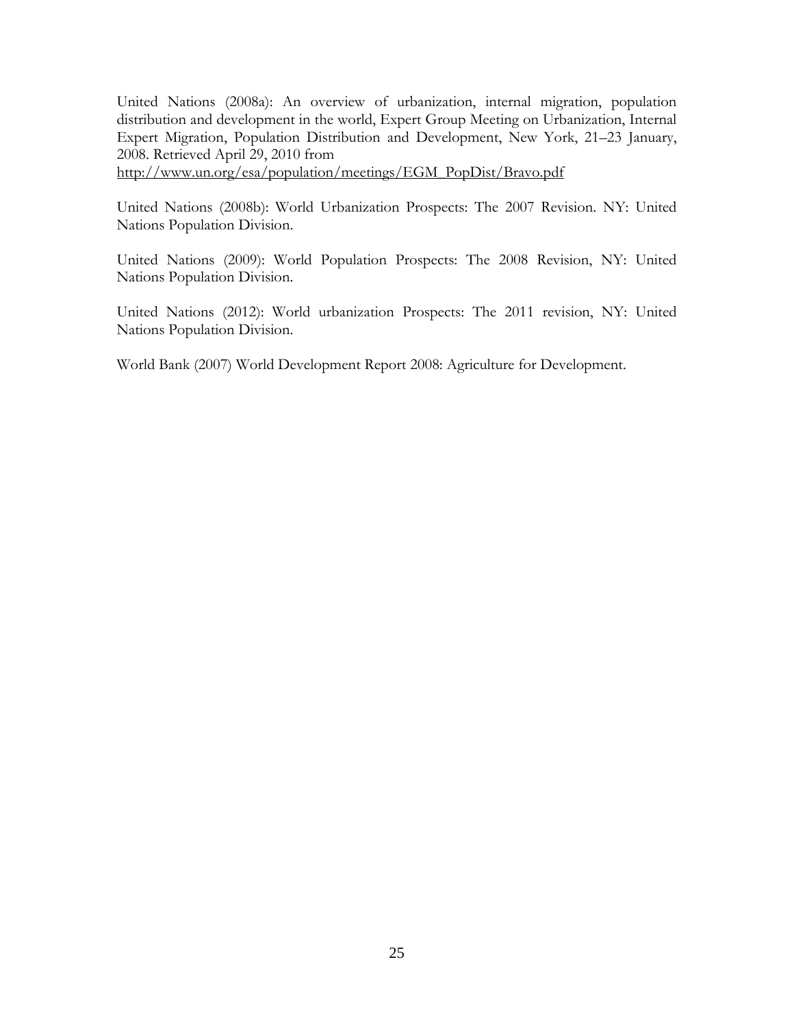United Nations (2008a): An overview of urbanization, internal migration, population distribution and development in the world, Expert Group Meeting on Urbanization, Internal Expert Migration, Population Distribution and Development, New York, 21–23 January, 2008. Retrieved April 29, 2010 from http://www.un.org/esa/population/meetings/EGM_PopDist/Bravo.pdf

United Nations (2008b): World Urbanization Prospects: The 2007 Revision. NY: United Nations Population Division.

United Nations (2009): World Population Prospects: The 2008 Revision, NY: United Nations Population Division.

United Nations (2012): World urbanization Prospects: The 2011 revision, NY: United Nations Population Division.

World Bank (2007) World Development Report 2008: Agriculture for Development.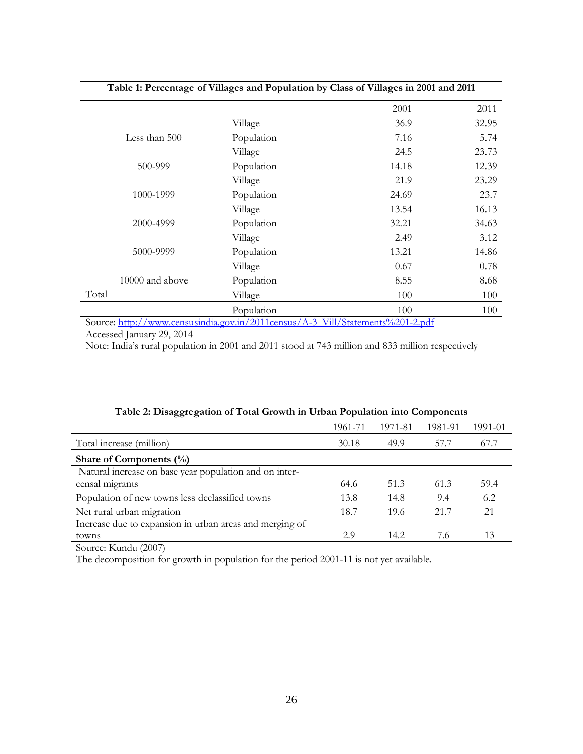**Table 1: Percentage of Villages and Population by Class of Villages in 2001 and 2011**

| | | 2001 | 2011 |
|---|---|---|---|
| Less than 500 | Village | 36.9 | 32.95 |
| | Population | 7.16 | 5.74 |
| 500-999 | Village | 24.5 | 23.73 |
| | Population | 14.18 | 12.39 |
| 1000-1999 | Village | 21.9 | 23.29 |
| | Population | 24.69 | 23.7 |
| 2000-4999 | Village | 13.54 | 16.13 |
| | Population | 32.21 | 34.63 |
| 5000-9999 | Village | 2.49 | 3.12 |
| | Population | 13.21 | 14.86 |
| 10000 and above | Village | 0.67 | 0.78 |
| | Population | 8.55 | 8.68 |
| Total | Village | 100 | 100 |
| | Population | 100 | 100 |

Source: [http://www.censusindia.gov.in/2011census/A-3_Vill/Statements%201-2.pdf](http://www.censusindia.gov.in/2011census/A-3_Vill/Statements%201-2.pdf)
Accessed January 29, 2014
Note: India's rural population in 2001 and 2011 stood at 743 million and 833 million respectively

**Table 2: Disaggregation of Total Growth in Urban Population into Components**

| | 1961-71 | 1971-81 | 1981-91 | 1991-01 |
|---|---|---|---|---|
| Total increase (million) | 30.18 | 49.9 | 57.7 | 67.7 |
| **Share of Components (%)** | | | | |
| Natural increase on base year population and on inter-censal migrants | 64.6 | 51.3 | 61.3 | 59.4 |
| Population of new towns less declassified towns | 13.8 | 14.8 | 9.4 | 6.2 |
| Net rural urban migration | 18.7 | 19.6 | 21.7 | 21 |
| Increase due to expansion in urban areas and merging of towns | 2.9 | 14.2 | 7.6 | 13 |

Source: Kundu (2007)
The decomposition for growth in population for the period 2001-11 is not yet available.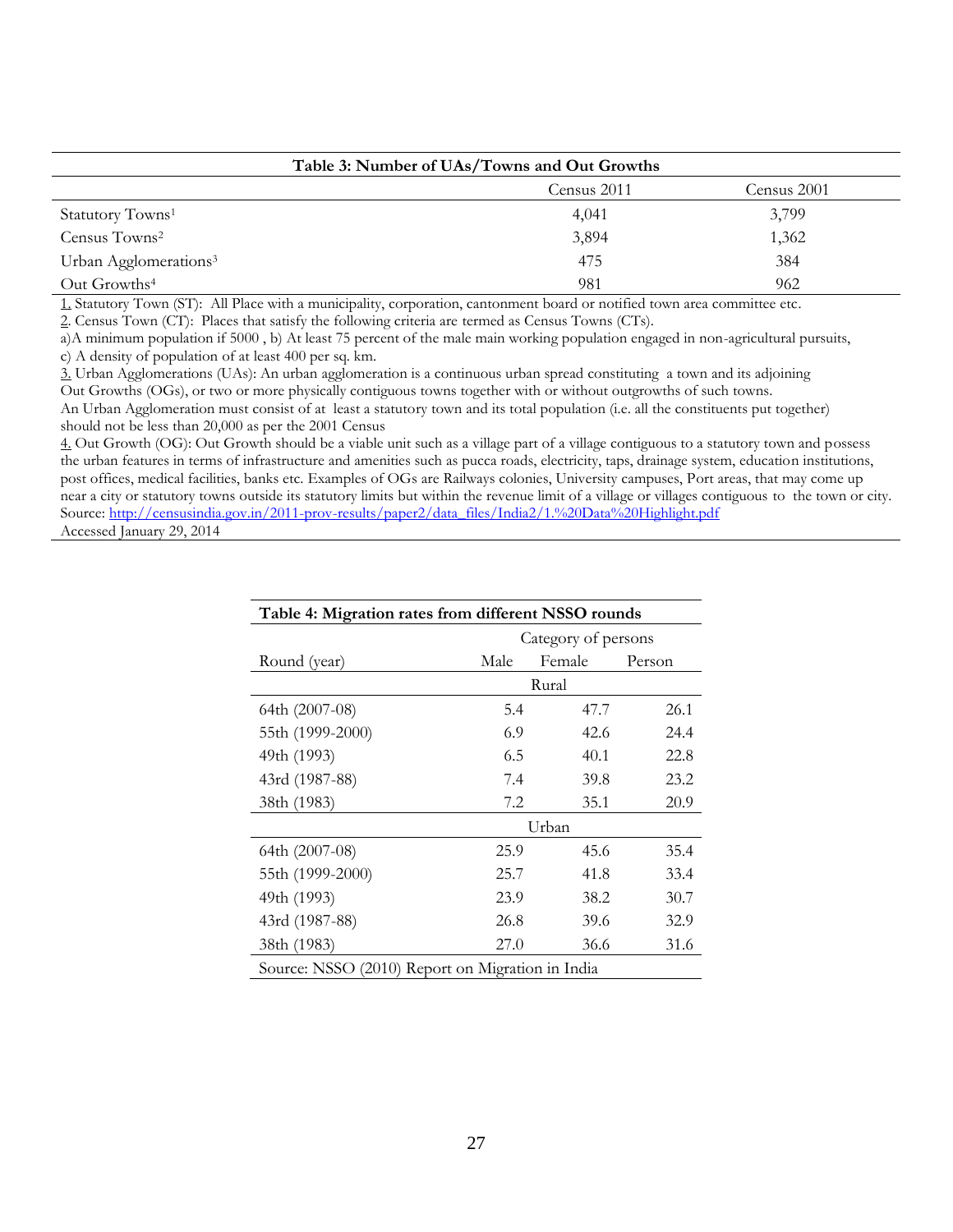**Table 3: Number of UAs/Towns and Out Growths**

| | Census 2011 | Census 2001 |
|---|---|---|
| Statutory Towns[1] | 4,041 | 3,799 |
| Census Towns[2] | 3,894 | 1,362 |
| Urban Agglomerations[3] | 475 | 384 |
| Out Growths[4] | 981 | 962 |

1. Statutory Town (ST): All Place with a municipality, corporation, cantonment board or notified town area committee etc.

2. Census Town (CT): Places that satisfy the following criteria are termed as Census Towns (CTs).

a)A minimum population if 5000 , b) At least 75 percent of the male main working population engaged in non-agricultural pursuits, c) A density of population of at least 400 per sq. km.

3. Urban Agglomerations (UAs): An urban agglomeration is a continuous urban spread constituting a town and its adjoining Out Growths (OGs), or two or more physically contiguous towns together with or without outgrowths of such towns.
An Urban Agglomeration must consist of at least a statutory town and its total population (i.e. all the constituents put together) should not be less than 20,000 as per the 2001 Census

4. Out Growth (OG): Out Growth should be a viable unit such as a village part of a village contiguous to a statutory town and possess the urban features in terms of infrastructure and amenities such as pucca roads, electricity, taps, drainage system, education institutions, post offices, medical facilities, banks etc. Examples of OGs are Railways colonies, University campuses, Port areas, that may come up near a city or statutory towns outside its statutory limits but within the revenue limit of a village or villages contiguous to the town or city.

Source: http://censusindia.gov.in/2011-prov-results/paper2/data_files/India2/1.%20Data%20Highlight.pdf
Accessed January 29, 2014

**Table 4: Migration rates from different NSSO rounds**

| | Category of persons | | |
|---|---|---|---|
| Round (year) | Male | Female | Person |
| **Rural** | | | |
| 64th (2007-08) | 5.4 | 47.7 | 26.1 |
| 55th (1999-2000) | 6.9 | 42.6 | 24.4 |
| 49th (1993) | 6.5 | 40.1 | 22.8 |
| 43rd (1987-88) | 7.4 | 39.8 | 23.2 |
| 38th (1983) | 7.2 | 35.1 | 20.9 |
| **Urban** | | | |
| 64th (2007-08) | 25.9 | 45.6 | 35.4 |
| 55th (1999-2000) | 25.7 | 41.8 | 33.4 |
| 49th (1993) | 23.9 | 38.2 | 30.7 |
| 43rd (1987-88) | 26.8 | 39.6 | 32.9 |
| 38th (1983) | 27.0 | 36.6 | 31.6 |

Source: NSSO (2010) Report on Migration in India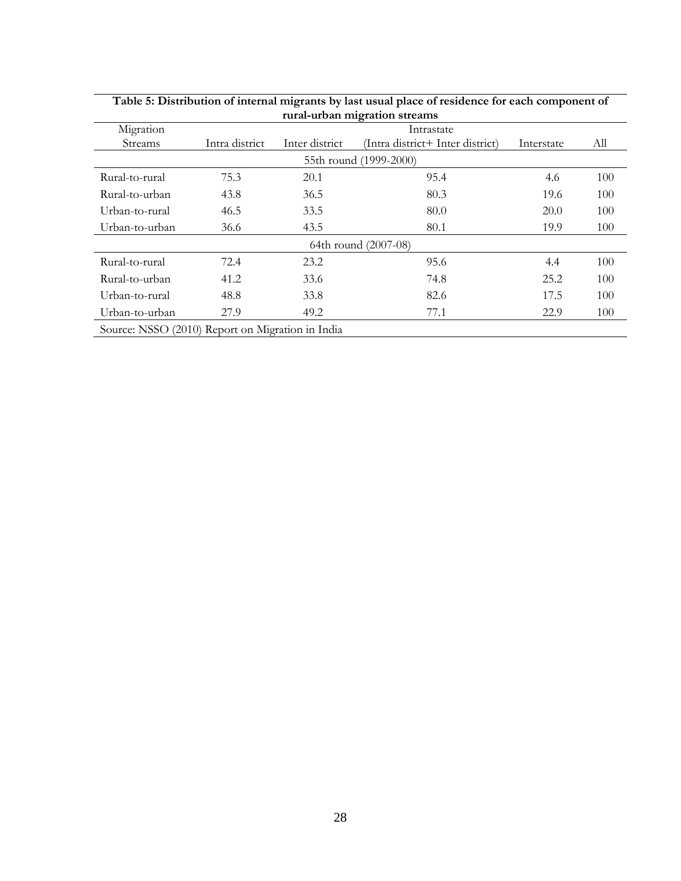**Table 5: Distribution of internal migrants by last usual place of residence for each component of rural-urban migration streams**

| Migration Streams | Intrastate | | | Interstate | All |
|---|---|---|---|---|---|
| | Intra district | Inter district | (Intra district+ Inter district) | | |
| **55th round (1999-2000)** | | | | | |
| Rural-to-rural | 75.3 | 20.1 | 95.4 | 4.6 | 100 |
| Rural-to-urban | 43.8 | 36.5 | 80.3 | 19.6 | 100 |
| Urban-to-rural | 46.5 | 33.5 | 80.0 | 20.0 | 100 |
| Urban-to-urban | 36.6 | 43.5 | 80.1 | 19.9 | 100 |
| **64th round (2007-08)** | | | | | |
| Rural-to-rural | 72.4 | 23.2 | 95.6 | 4.4 | 100 |
| Rural-to-urban | 41.2 | 33.6 | 74.8 | 25.2 | 100 |
| Urban-to-rural | 48.8 | 33.8 | 82.6 | 17.5 | 100 |
| Urban-to-urban | 27.9 | 49.2 | 77.1 | 22.9 | 100 |

Source: NSSO (2010) Report on Migration in India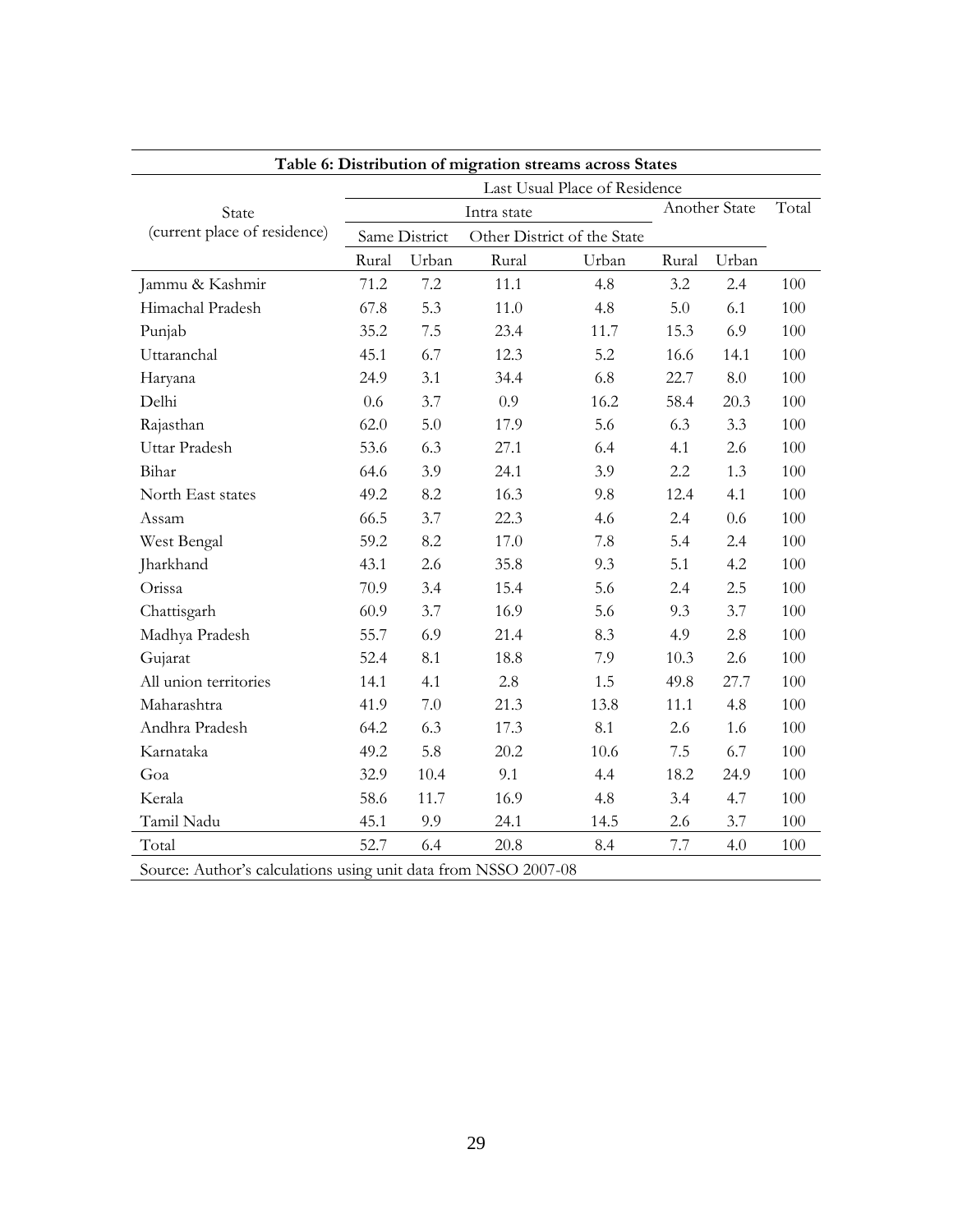**Table 6: Distribution of migration streams across States**

| State (current place of residence) | Last Usual Place of Residence | | | | | | |
|---|---|---|---|---|---|---|---|
| | Intra state | | | | Another State | | Total |
| | Same District | | Other District of the State | | | | |
| | Rural | Urban | Rural | Urban | Rural | Urban | |
| Jammu & Kashmir | 71.2 | 7.2 | 11.1 | 4.8 | 3.2 | 2.4 | 100 |
| Himachal Pradesh | 67.8 | 5.3 | 11.0 | 4.8 | 5.0 | 6.1 | 100 |
| Punjab | 35.2 | 7.5 | 23.4 | 11.7 | 15.3 | 6.9 | 100 |
| Uttaranchal | 45.1 | 6.7 | 12.3 | 5.2 | 16.6 | 14.1 | 100 |
| Haryana | 24.9 | 3.1 | 34.4 | 6.8 | 22.7 | 8.0 | 100 |
| Delhi | 0.6 | 3.7 | 0.9 | 16.2 | 58.4 | 20.3 | 100 |
| Rajasthan | 62.0 | 5.0 | 17.9 | 5.6 | 6.3 | 3.3 | 100 |
| Uttar Pradesh | 53.6 | 6.3 | 27.1 | 6.4 | 4.1 | 2.6 | 100 |
| Bihar | 64.6 | 3.9 | 24.1 | 3.9 | 2.2 | 1.3 | 100 |
| North East states | 49.2 | 8.2 | 16.3 | 9.8 | 12.4 | 4.1 | 100 |
| Assam | 66.5 | 3.7 | 22.3 | 4.6 | 2.4 | 0.6 | 100 |
| West Bengal | 59.2 | 8.2 | 17.0 | 7.8 | 5.4 | 2.4 | 100 |
| Jharkhand | 43.1 | 2.6 | 35.8 | 9.3 | 5.1 | 4.2 | 100 |
| Orissa | 70.9 | 3.4 | 15.4 | 5.6 | 2.4 | 2.5 | 100 |
| Chattisgarh | 60.9 | 3.7 | 16.9 | 5.6 | 9.3 | 3.7 | 100 |
| Madhya Pradesh | 55.7 | 6.9 | 21.4 | 8.3 | 4.9 | 2.8 | 100 |
| Gujarat | 52.4 | 8.1 | 18.8 | 7.9 | 10.3 | 2.6 | 100 |
| All union territories | 14.1 | 4.1 | 2.8 | 1.5 | 49.8 | 27.7 | 100 |
| Maharashtra | 41.9 | 7.0 | 21.3 | 13.8 | 11.1 | 4.8 | 100 |
| Andhra Pradesh | 64.2 | 6.3 | 17.3 | 8.1 | 2.6 | 1.6 | 100 |
| Karnataka | 49.2 | 5.8 | 20.2 | 10.6 | 7.5 | 6.7 | 100 |
| Goa | 32.9 | 10.4 | 9.1 | 4.4 | 18.2 | 24.9 | 100 |
| Kerala | 58.6 | 11.7 | 16.9 | 4.8 | 3.4 | 4.7 | 100 |
| Tamil Nadu | 45.1 | 9.9 | 24.1 | 14.5 | 2.6 | 3.7 | 100 |
| Total | 52.7 | 6.4 | 20.8 | 8.4 | 7.7 | 4.0 | 100 |

Source: Author's calculations using unit data from NSSO 2007-08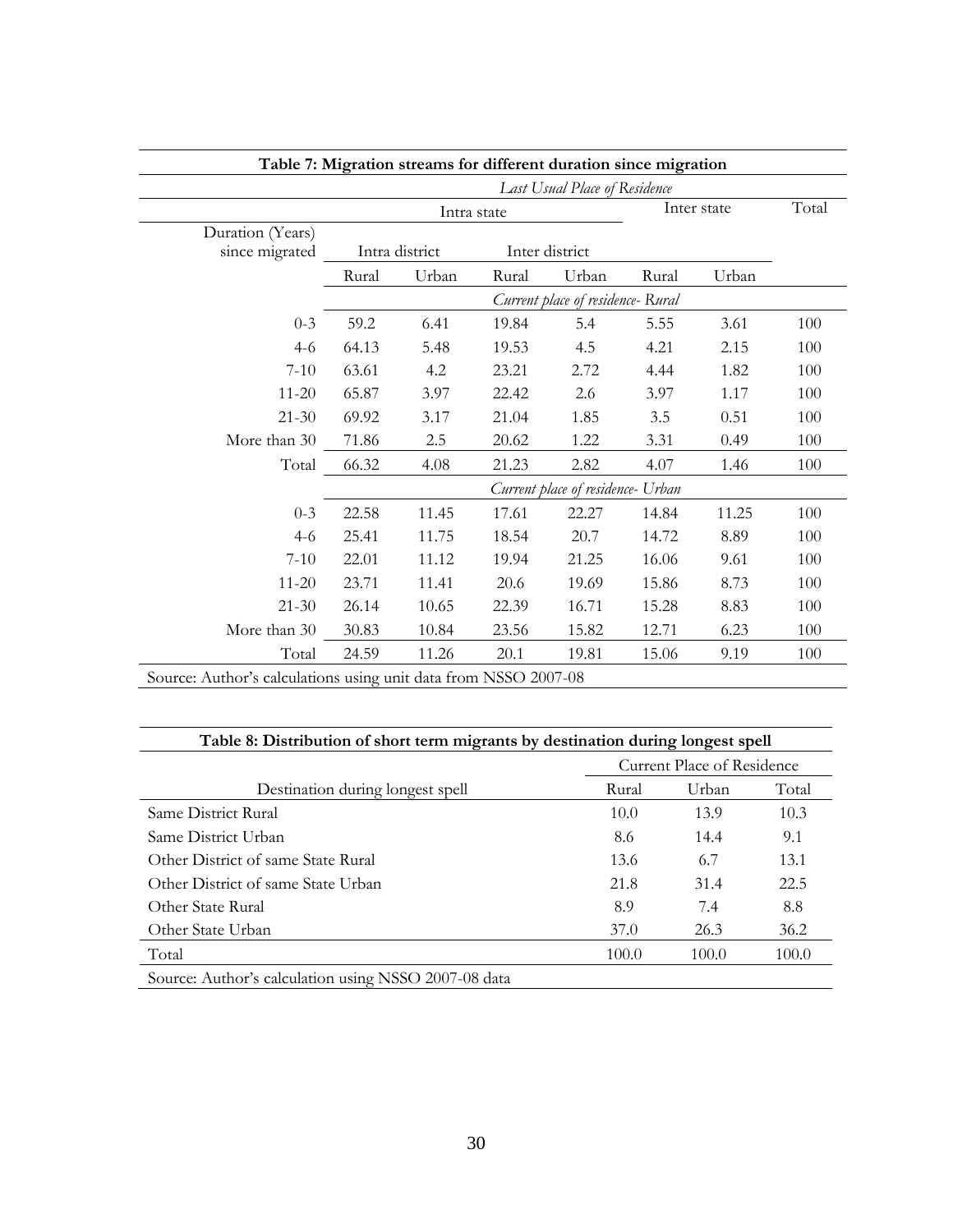**Table 7: Migration streams for different duration since migration**

| Duration (Years) since migrated | *Last Usual Place of Residence* | | | | | | Total |
|---|---|---|---|---|---|---|---|
| | Intra state | | | | Inter state | | |
| | Intra district | | Inter district | | | | |
| | Rural | Urban | Rural | Urban | Rural | Urban | |
| | *Current place of residence- Rural* | | | | | | |
| 0-3 | 59.2 | 6.41 | 19.84 | 5.4 | 5.55 | 3.61 | 100 |
| 4-6 | 64.13 | 5.48 | 19.53 | 4.5 | 4.21 | 2.15 | 100 |
| 7-10 | 63.61 | 4.2 | 23.21 | 2.72 | 4.44 | 1.82 | 100 |
| 11-20 | 65.87 | 3.97 | 22.42 | 2.6 | 3.97 | 1.17 | 100 |
| 21-30 | 69.92 | 3.17 | 21.04 | 1.85 | 3.5 | 0.51 | 100 |
| More than 30 | 71.86 | 2.5 | 20.62 | 1.22 | 3.31 | 0.49 | 100 |
| Total | 66.32 | 4.08 | 21.23 | 2.82 | 4.07 | 1.46 | 100 |
| | *Current place of residence- Urban* | | | | | | |
| 0-3 | 22.58 | 11.45 | 17.61 | 22.27 | 14.84 | 11.25 | 100 |
| 4-6 | 25.41 | 11.75 | 18.54 | 20.7 | 14.72 | 8.89 | 100 |
| 7-10 | 22.01 | 11.12 | 19.94 | 21.25 | 16.06 | 9.61 | 100 |
| 11-20 | 23.71 | 11.41 | 20.6 | 19.69 | 15.86 | 8.73 | 100 |
| 21-30 | 26.14 | 10.65 | 22.39 | 16.71 | 15.28 | 8.83 | 100 |
| More than 30 | 30.83 | 10.84 | 23.56 | 15.82 | 12.71 | 6.23 | 100 |
| Total | 24.59 | 11.26 | 20.1 | 19.81 | 15.06 | 9.19 | 100 |

Source: Author's calculations using unit data from NSSO 2007-08

**Table 8: Distribution of short term migrants by destination during longest spell**

| Destination during longest spell | Current Place of Residence | | |
|---|---|---|---|
| | Rural | Urban | Total |
| Same District Rural | 10.0 | 13.9 | 10.3 |
| Same District Urban | 8.6 | 14.4 | 9.1 |
| Other District of same State Rural | 13.6 | 6.7 | 13.1 |
| Other District of same State Urban | 21.8 | 31.4 | 22.5 |
| Other State Rural | 8.9 | 7.4 | 8.8 |
| Other State Urban | 37.0 | 26.3 | 36.2 |
| Total | 100.0 | 100.0 | 100.0 |

Source: Author's calculation using NSSO 2007-08 data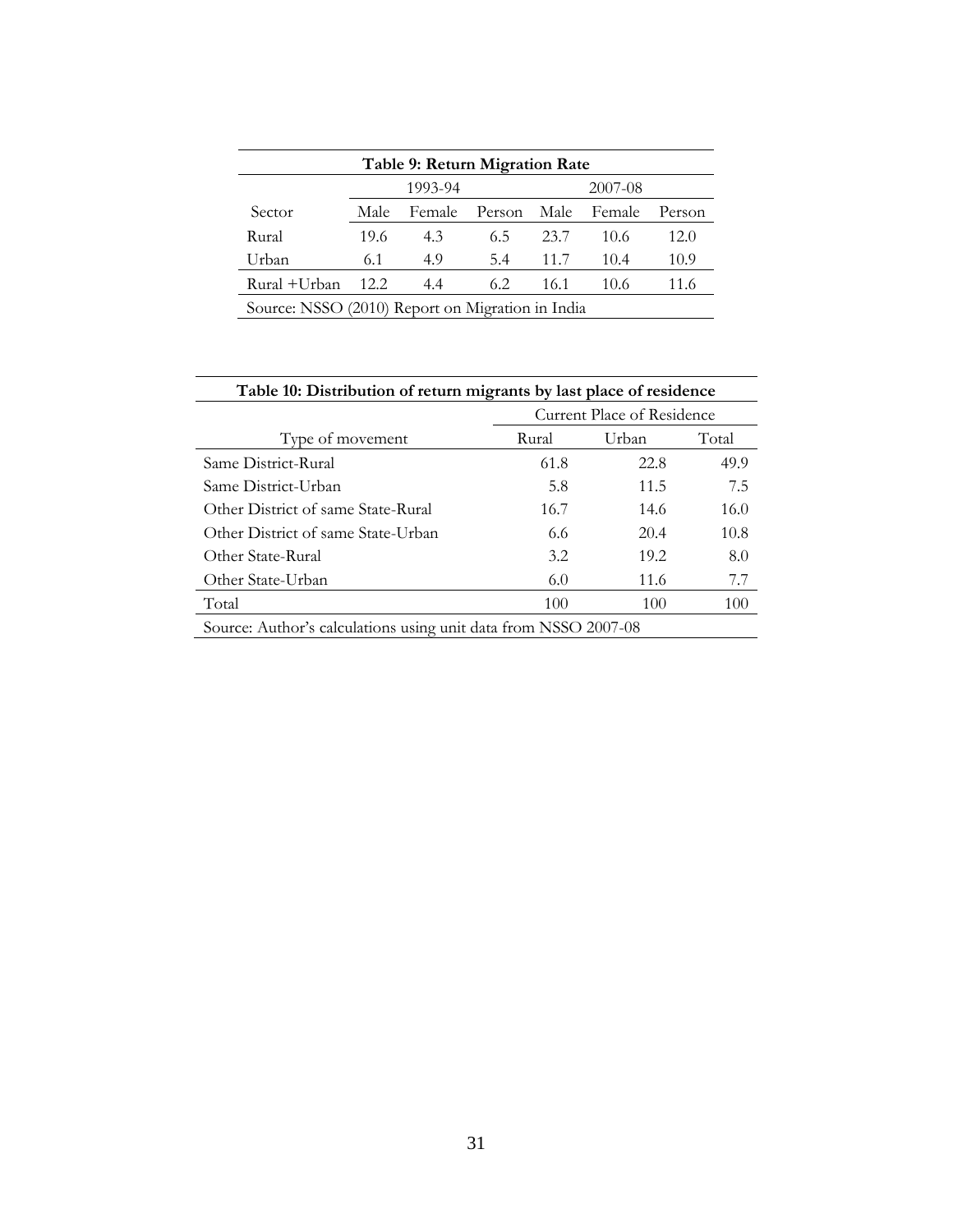**Table 9: Return Migration Rate**

| | 1993-94 | | | 2007-08 | | |
|---|---|---|---|---|---|---|
| Sector | Male | Female | Person | Male | Female | Person |
| Rural | 19.6 | 4.3 | 6.5 | 23.7 | 10.6 | 12.0 |
| Urban | 6.1 | 4.9 | 5.4 | 11.7 | 10.4 | 10.9 |
| Rural +Urban | 12.2 | 4.4 | 6.2 | 16.1 | 10.6 | 11.6 |

Source: NSSO (2010) Report on Migration in India

**Table 10: Distribution of return migrants by last place of residence**

| | Current Place of Residence | | |
|---|---|---|---|
| Type of movement | Rural | Urban | Total |
| Same District-Rural | 61.8 | 22.8 | 49.9 |
| Same District-Urban | 5.8 | 11.5 | 7.5 |
| Other District of same State-Rural | 16.7 | 14.6 | 16.0 |
| Other District of same State-Urban | 6.6 | 20.4 | 10.8 |
| Other State-Rural | 3.2 | 19.2 | 8.0 |
| Other State-Urban | 6.0 | 11.6 | 7.7 |
| Total | 100 | 100 | 100 |

Source: Author's calculations using unit data from NSSO 2007-08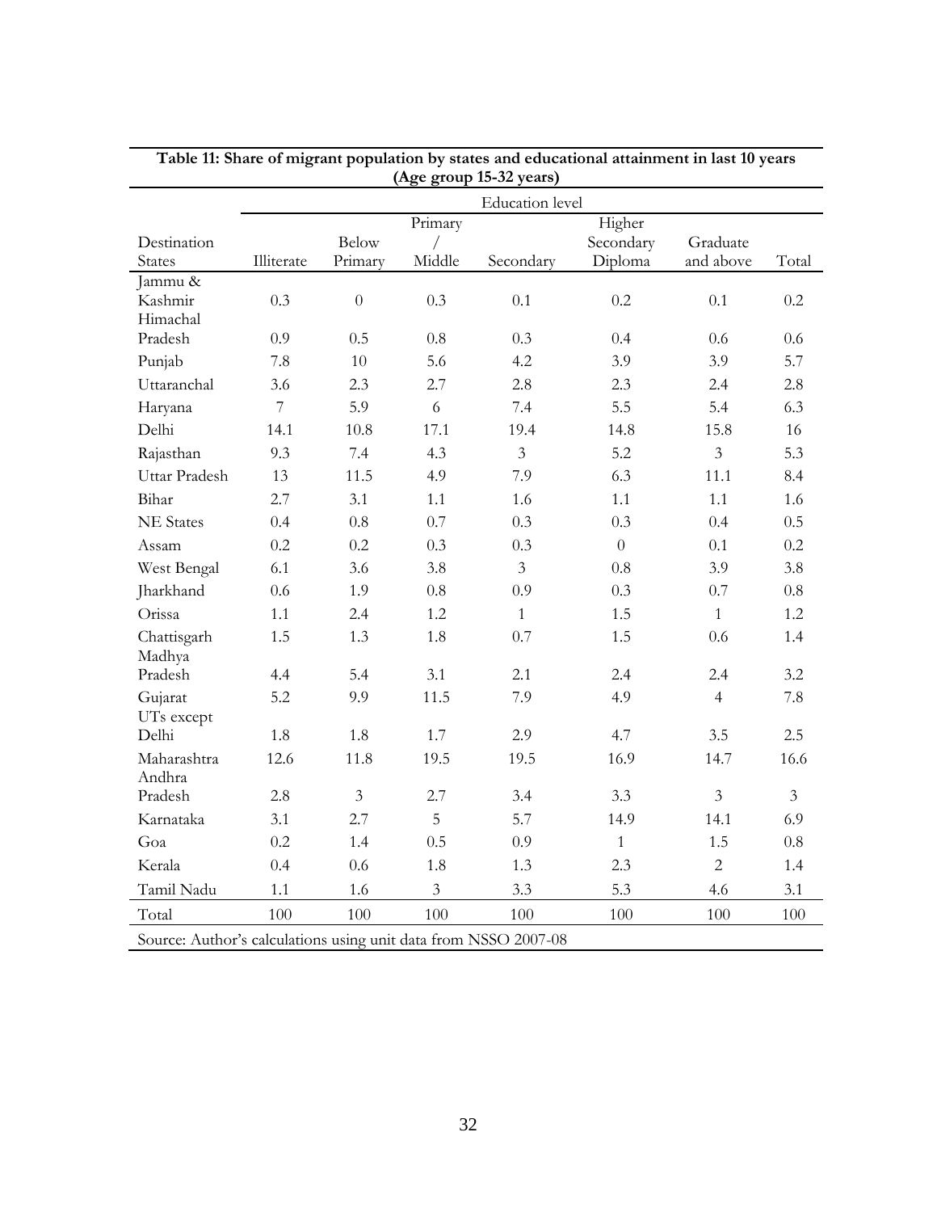**Table 11: Share of migrant population by states and educational attainment in last 10 years (Age group 15-32 years)**

| | Education level | | | | | | |
|---|---|---|---|---|---|---|---|
| Destination States | Illiterate | Below Primary | Primary / Middle | Secondary | Higher Secondary Diploma | Graduate and above | Total |
| Jammu & Kashmir | 0.3 | 0 | 0.3 | 0.1 | 0.2 | 0.1 | 0.2 |
| Himachal Pradesh | 0.9 | 0.5 | 0.8 | 0.3 | 0.4 | 0.6 | 0.6 |
| Punjab | 7.8 | 10 | 5.6 | 4.2 | 3.9 | 3.9 | 5.7 |
| Uttaranchal | 3.6 | 2.3 | 2.7 | 2.8 | 2.3 | 2.4 | 2.8 |
| Haryana | 7 | 5.9 | 6 | 7.4 | 5.5 | 5.4 | 6.3 |
| Delhi | 14.1 | 10.8 | 17.1 | 19.4 | 14.8 | 15.8 | 16 |
| Rajasthan | 9.3 | 7.4 | 4.3 | 3 | 5.2 | 3 | 5.3 |
| Uttar Pradesh | 13 | 11.5 | 4.9 | 7.9 | 6.3 | 11.1 | 8.4 |
| Bihar | 2.7 | 3.1 | 1.1 | 1.6 | 1.1 | 1.1 | 1.6 |
| NE States | 0.4 | 0.8 | 0.7 | 0.3 | 0.3 | 0.4 | 0.5 |
| Assam | 0.2 | 0.2 | 0.3 | 0.3 | 0 | 0.1 | 0.2 |
| West Bengal | 6.1 | 3.6 | 3.8 | 3 | 0.8 | 3.9 | 3.8 |
| Jharkhand | 0.6 | 1.9 | 0.8 | 0.9 | 0.3 | 0.7 | 0.8 |
| Orissa | 1.1 | 2.4 | 1.2 | 1 | 1.5 | 1 | 1.2 |
| Chattisgarh | 1.5 | 1.3 | 1.8 | 0.7 | 1.5 | 0.6 | 1.4 |
| Madhya Pradesh | 4.4 | 5.4 | 3.1 | 2.1 | 2.4 | 2.4 | 3.2 |
| Gujarat | 5.2 | 9.9 | 11.5 | 7.9 | 4.9 | 4 | 7.8 |
| UTs except Delhi | 1.8 | 1.8 | 1.7 | 2.9 | 4.7 | 3.5 | 2.5 |
| Maharashtra | 12.6 | 11.8 | 19.5 | 19.5 | 16.9 | 14.7 | 16.6 |
| Andhra Pradesh | 2.8 | 3 | 2.7 | 3.4 | 3.3 | 3 | 3 |
| Karnataka | 3.1 | 2.7 | 5 | 5.7 | 14.9 | 14.1 | 6.9 |
| Goa | 0.2 | 1.4 | 0.5 | 0.9 | 1 | 1.5 | 0.8 |
| Kerala | 0.4 | 0.6 | 1.8 | 1.3 | 2.3 | 2 | 1.4 |
| Tamil Nadu | 1.1 | 1.6 | 3 | 3.3 | 5.3 | 4.6 | 3.1 |
| Total | 100 | 100 | 100 | 100 | 100 | 100 | 100 |

Source: Author's calculations using unit data from NSSO 2007-08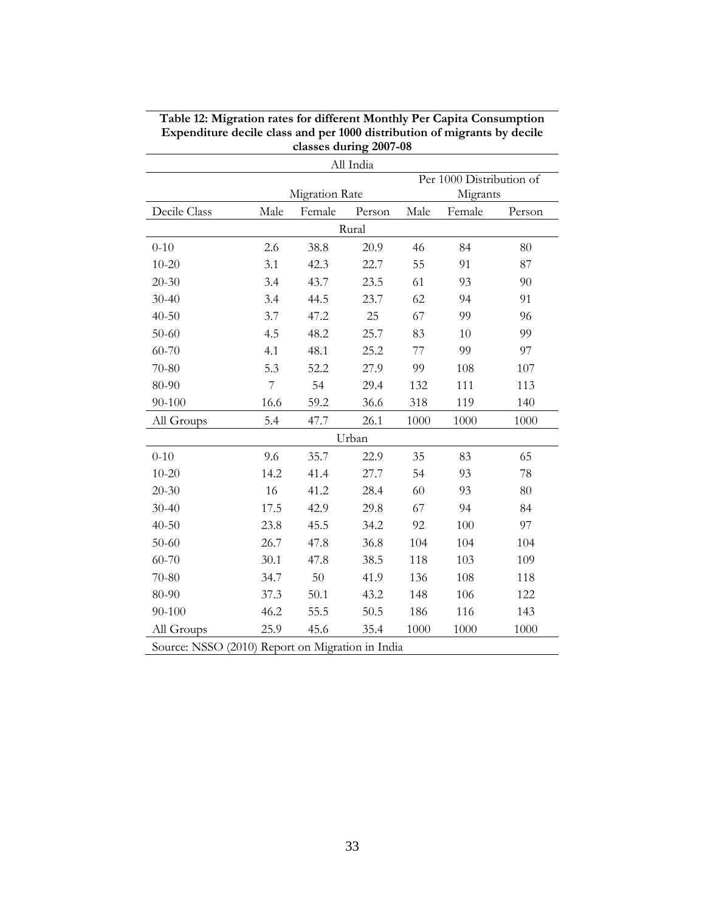**Table 12: Migration rates for different Monthly Per Capita Consumption Expenditure decile class and per 1000 distribution of migrants by decile classes during 2007-08**

| All India | | | | | | |
|---|---|---|---|---|---|---|
| | Migration Rate | | | Per 1000 Distribution of Migrants | | |
| Decile Class | Male | Female | Person | Male | Female | Person |
| **Rural** | | | | | | |
| 0-10 | 2.6 | 38.8 | 20.9 | 46 | 84 | 80 |
| 10-20 | 3.1 | 42.3 | 22.7 | 55 | 91 | 87 |
| 20-30 | 3.4 | 43.7 | 23.5 | 61 | 93 | 90 |
| 30-40 | 3.4 | 44.5 | 23.7 | 62 | 94 | 91 |
| 40-50 | 3.7 | 47.2 | 25 | 67 | 99 | 96 |
| 50-60 | 4.5 | 48.2 | 25.7 | 83 | 10 | 99 |
| 60-70 | 4.1 | 48.1 | 25.2 | 77 | 99 | 97 |
| 70-80 | 5.3 | 52.2 | 27.9 | 99 | 108 | 107 |
| 80-90 | 7 | 54 | 29.4 | 132 | 111 | 113 |
| 90-100 | 16.6 | 59.2 | 36.6 | 318 | 119 | 140 |
| All Groups | 5.4 | 47.7 | 26.1 | 1000 | 1000 | 1000 |
| **Urban** | | | | | | |
| 0-10 | 9.6 | 35.7 | 22.9 | 35 | 83 | 65 |
| 10-20 | 14.2 | 41.4 | 27.7 | 54 | 93 | 78 |
| 20-30 | 16 | 41.2 | 28.4 | 60 | 93 | 80 |
| 30-40 | 17.5 | 42.9 | 29.8 | 67 | 94 | 84 |
| 40-50 | 23.8 | 45.5 | 34.2 | 92 | 100 | 97 |
| 50-60 | 26.7 | 47.8 | 36.8 | 104 | 104 | 104 |
| 60-70 | 30.1 | 47.8 | 38.5 | 118 | 103 | 109 |
| 70-80 | 34.7 | 50 | 41.9 | 136 | 108 | 118 |
| 80-90 | 37.3 | 50.1 | 43.2 | 148 | 106 | 122 |
| 90-100 | 46.2 | 55.5 | 50.5 | 186 | 116 | 143 |
| All Groups | 25.9 | 45.6 | 35.4 | 1000 | 1000 | 1000 |

Source: NSSO (2010) Report on Migration in India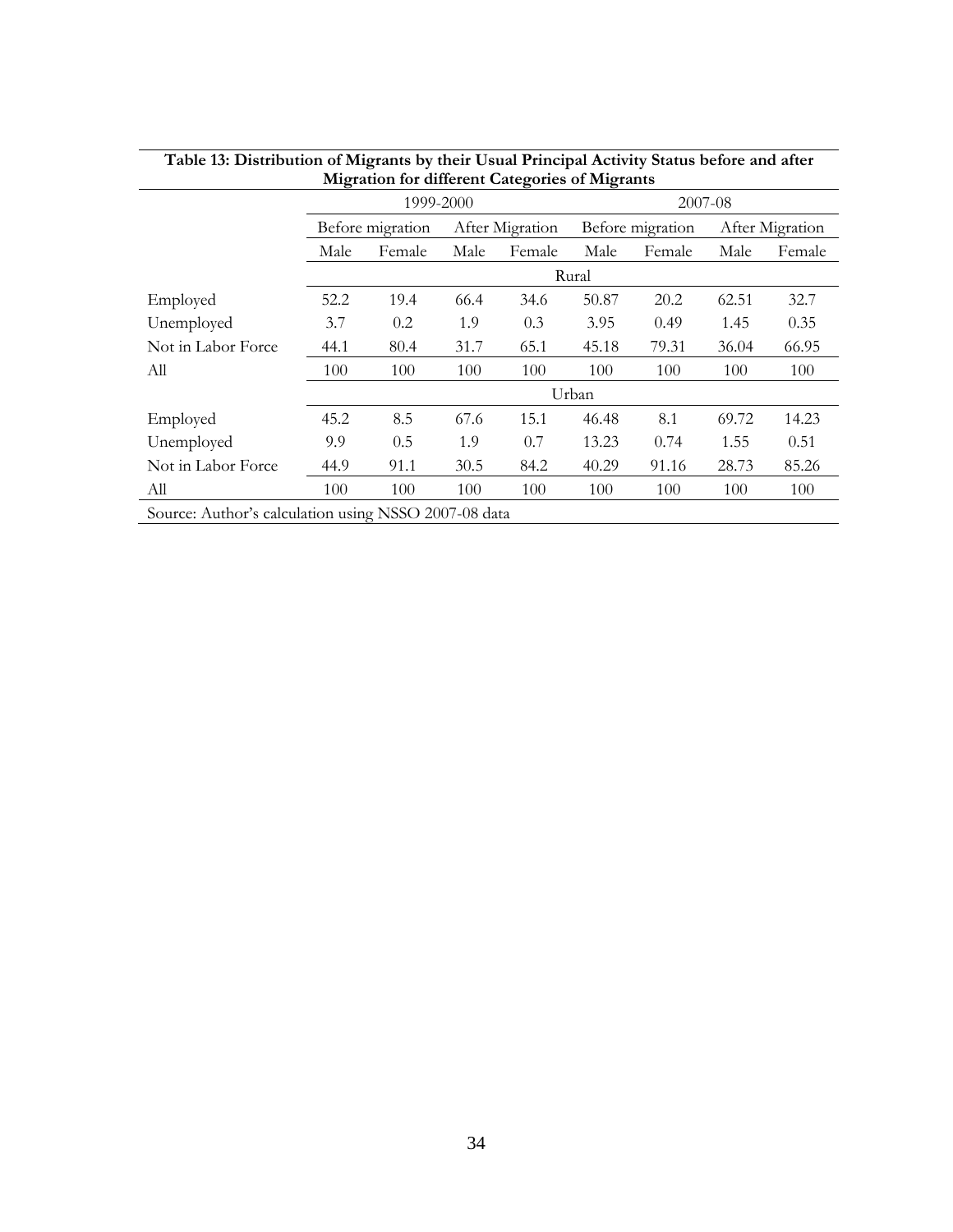**Table 13: Distribution of Migrants by their Usual Principal Activity Status before and after Migration for different Categories of Migrants**

| | 1999-2000 | | | | 2007-08 | | | |
|---|---|---|---|---|---|---|---|---|
| | Before migration | | After Migration | | Before migration | | After Migration | |
| | Male | Female | Male | Female | Male | Female | Male | Female |
| | Rural | | | | | | | |
| Employed | 52.2 | 19.4 | 66.4 | 34.6 | 50.87 | 20.2 | 62.51 | 32.7 |
| Unemployed | 3.7 | 0.2 | 1.9 | 0.3 | 3.95 | 0.49 | 1.45 | 0.35 |
| Not in Labor Force | 44.1 | 80.4 | 31.7 | 65.1 | 45.18 | 79.31 | 36.04 | 66.95 |
| All | 100 | 100 | 100 | 100 | 100 | 100 | 100 | 100 |
| | Urban | | | | | | | |
| Employed | 45.2 | 8.5 | 67.6 | 15.1 | 46.48 | 8.1 | 69.72 | 14.23 |
| Unemployed | 9.9 | 0.5 | 1.9 | 0.7 | 13.23 | 0.74 | 1.55 | 0.51 |
| Not in Labor Force | 44.9 | 91.1 | 30.5 | 84.2 | 40.29 | 91.16 | 28.73 | 85.26 |
| All | 100 | 100 | 100 | 100 | 100 | 100 | 100 | 100 |

Source: Author's calculation using NSSO 2007-08 data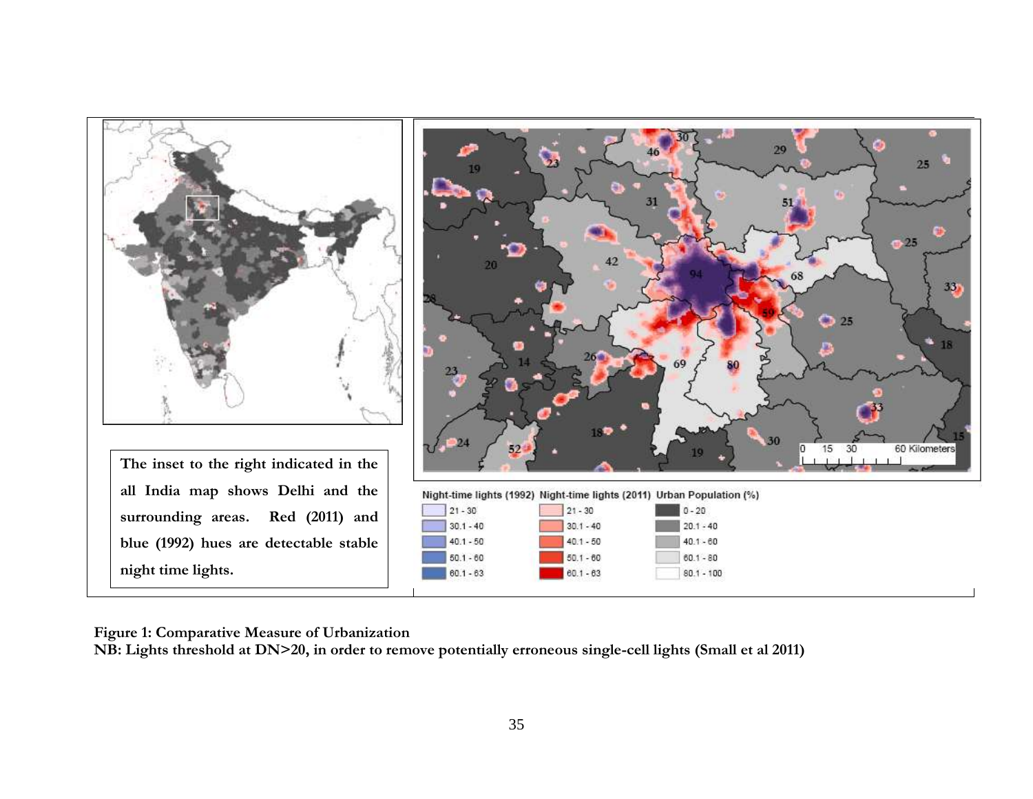The inset to the right indicated in the all India map shows Delhi and the surrounding areas. Red (2011) and blue (1992) hues are detectable stable night time lights.

| Night-time lights (1992) | Night-time lights (2011) | Urban Population (%) |
|---|---|---|
| 21 - 30 | 21 - 30 | 0 - 20 |
| 30.1 - 40 | 30.1 - 40 | 20.1 - 40 |
| 40.1 - 50 | 40.1 - 50 | 40.1 - 60 |
| 50.1 - 60 | 50.1 - 60 | 60.1 - 80 |
| 60.1 - 63 | 60.1 - 63 | 80.1 - 100 |

**Figure 1: Comparative Measure of Urbanization**
**NB: Lights threshold at DN>20, in order to remove potentially erroneous single-cell lights (Small et al 2011)**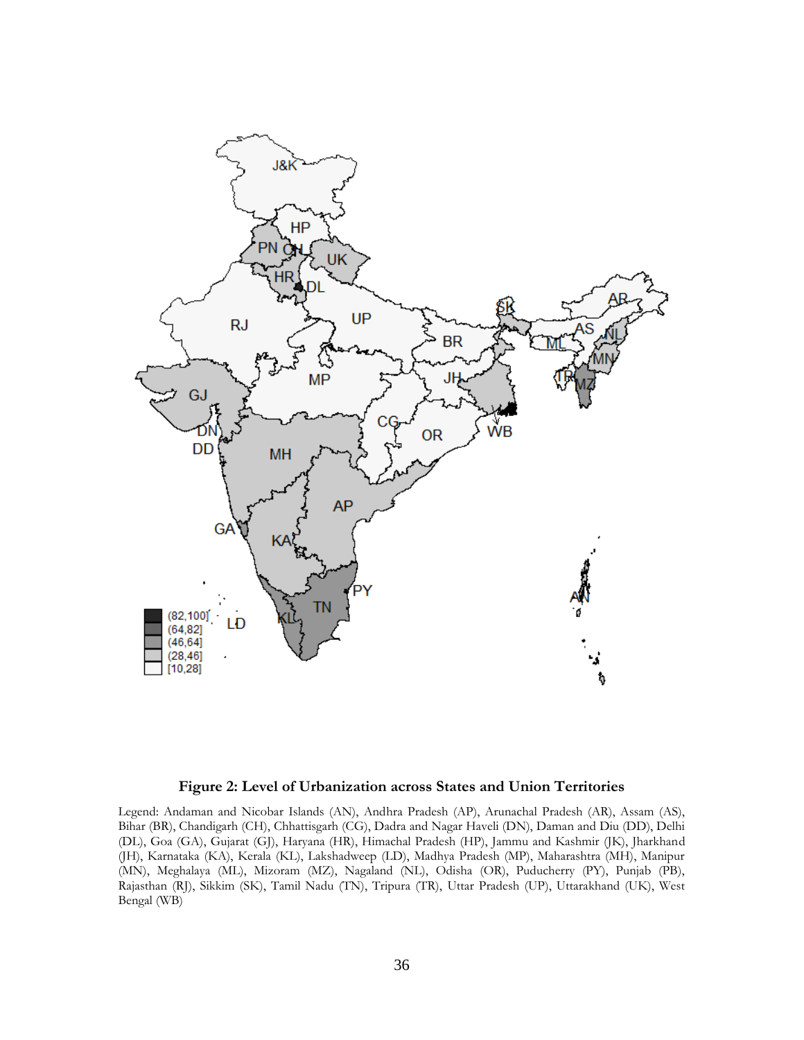**Figure 2: Level of Urbanization across States and Union Territories**

Legend: Andaman and Nicobar Islands (AN), Andhra Pradesh (AP), Arunachal Pradesh (AR), Assam (AS), Bihar (BR), Chandigarh (CH), Chhattisgarh (CG), Dadra and Nagar Haveli (DN), Daman and Diu (DD), Delhi (DL), Goa (GA), Gujarat (GJ), Haryana (HR), Himachal Pradesh (HP), Jammu and Kashmir (JK), Jharkhand (JH), Karnataka (KA), Kerala (KL), Lakshadweep (LD), Madhya Pradesh (MP), Maharashtra (MH), Manipur (MN), Meghalaya (ML), Mizoram (MZ), Nagaland (NL), Odisha (OR), Puducherry (PY), Punjab (PB), Rajasthan (RJ), Sikkim (SK), Tamil Nadu (TN), Tripura (TR), Uttar Pradesh (UP), Uttarakhand (UK), West Bengal (WB)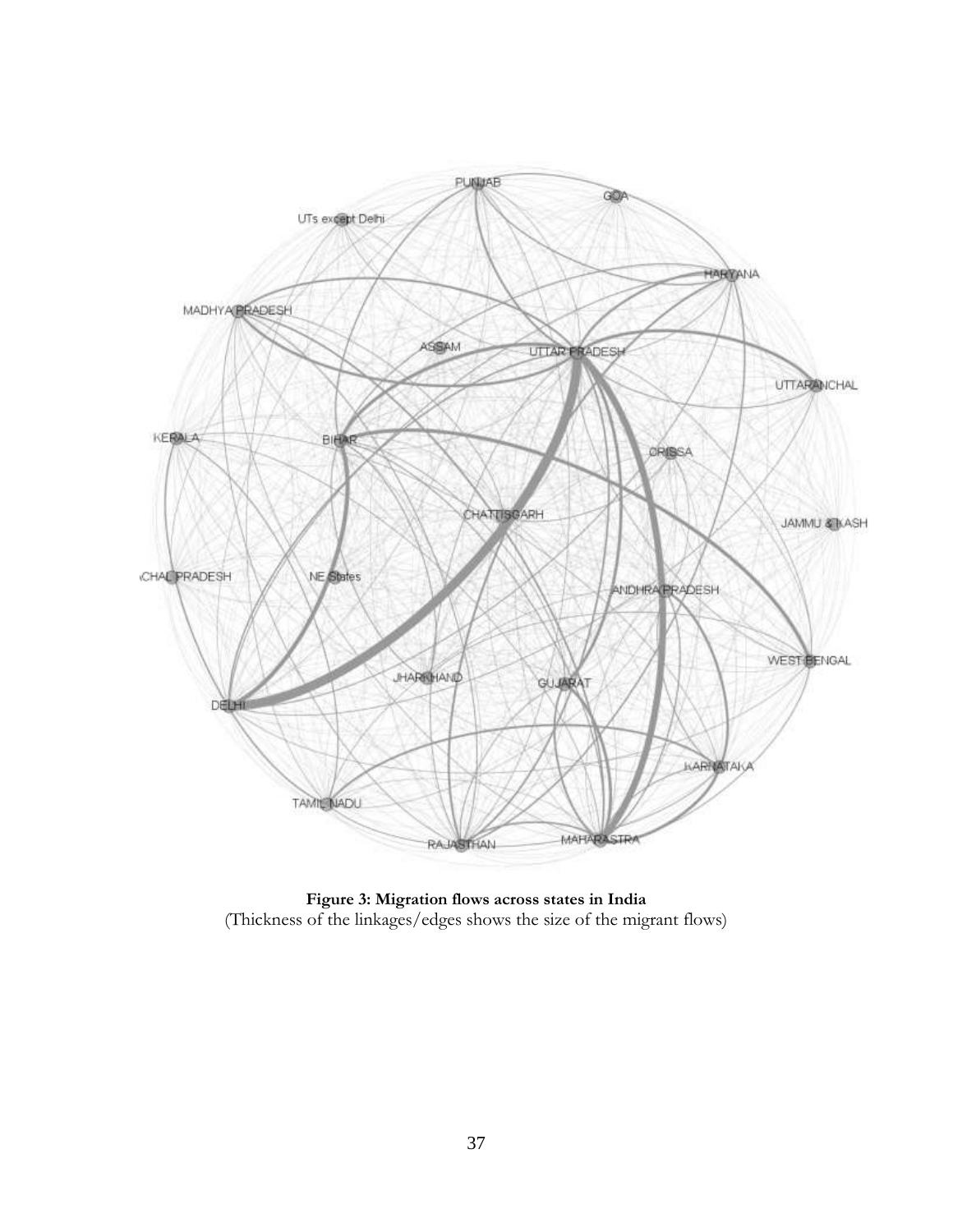PUNJAB
GOA
UTs except Delhi
HARYANA
MADHYA PRADESH
ASSAM
UTTAR PRADESH
UTTARANCHAL
KERALA
BIHAR
ORISSA
CHATTISGARH
JAMMU & KASH
CHAL PRADESH
NE States
ANDHRA PRADESH
WEST BENGAL
JHARKHAND
GUJARAT
DELHI
KARNATAKA
TAMIL NADU
RAJASTHAN
MAHARASTRA

**Figure 3: Migration flows across states in India**
(Thickness of the linkages/edges shows the size of the migrant flows)